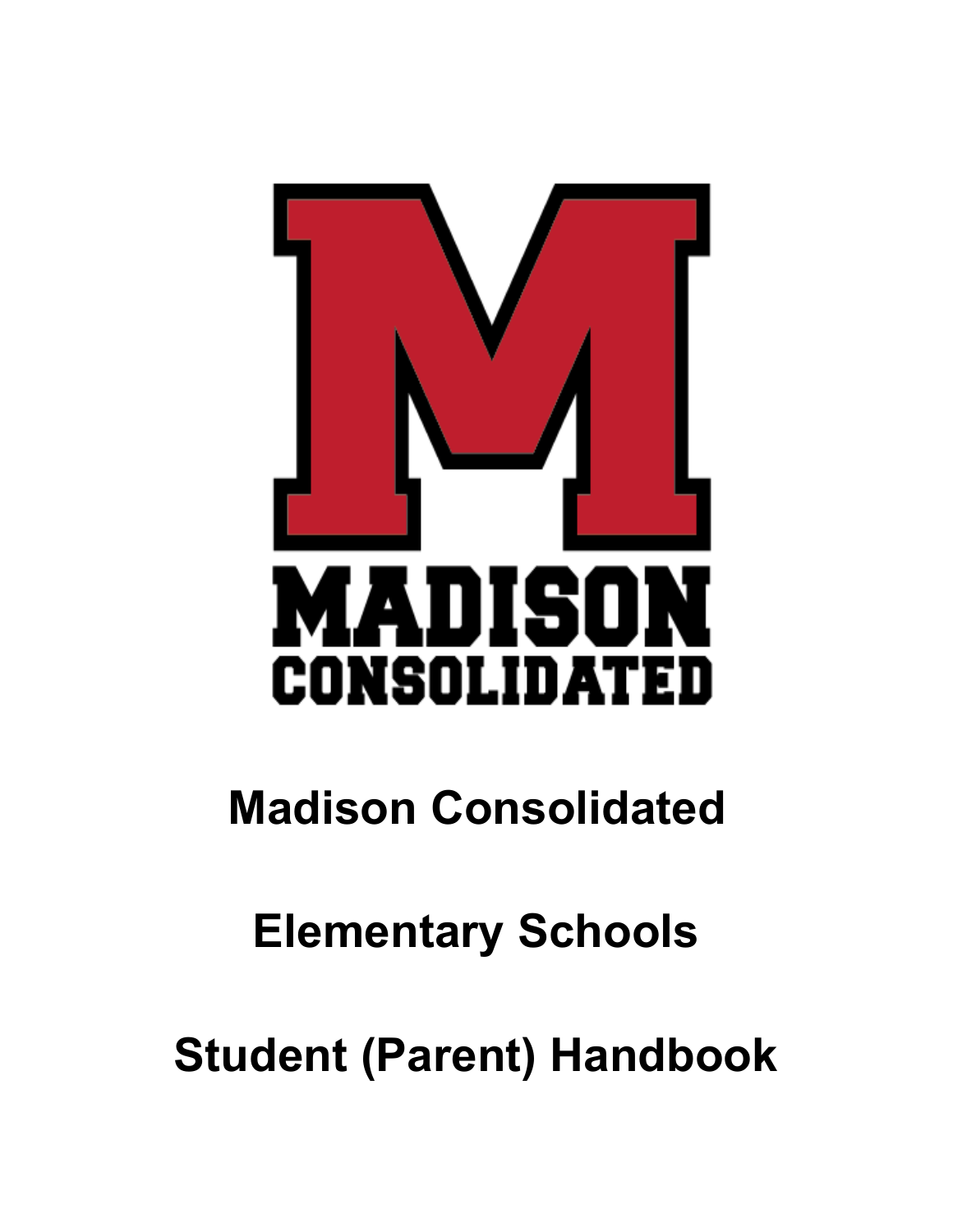MADISON
CONSOLIDATED

# Madison Consolidated

# Elementary Schools

# Student (Parent) Handbook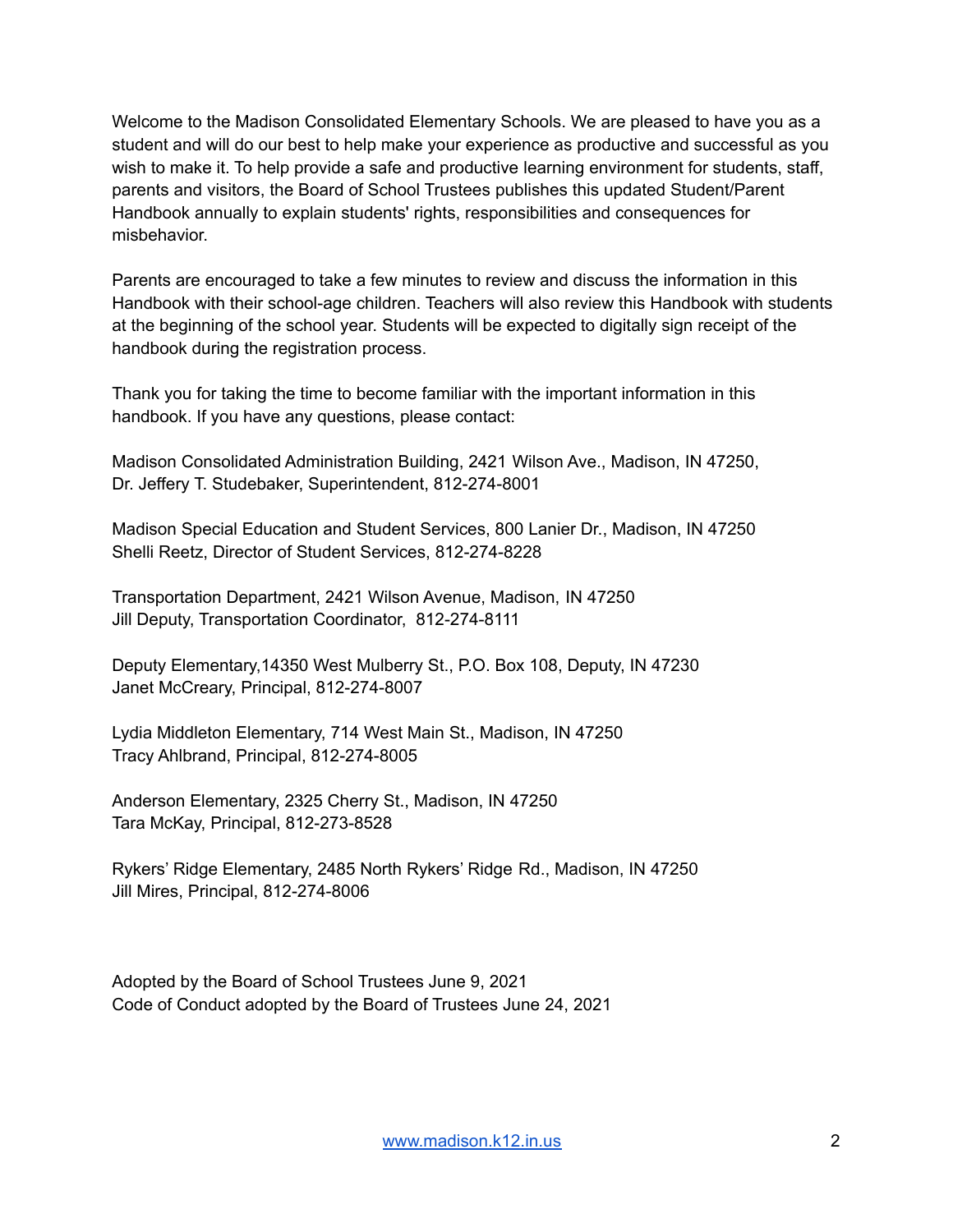Welcome to the Madison Consolidated Elementary Schools. We are pleased to have you as a student and will do our best to help make your experience as productive and successful as you wish to make it. To help provide a safe and productive learning environment for students, staff, parents and visitors, the Board of School Trustees publishes this updated Student/Parent Handbook annually to explain students' rights, responsibilities and consequences for misbehavior.

Parents are encouraged to take a few minutes to review and discuss the information in this Handbook with their school-age children. Teachers will also review this Handbook with students at the beginning of the school year. Students will be expected to digitally sign receipt of the handbook during the registration process.

Thank you for taking the time to become familiar with the important information in this handbook. If you have any questions, please contact:

Madison Consolidated Administration Building, 2421 Wilson Ave., Madison, IN 47250,
Dr. Jeffery T. Studebaker, Superintendent, 812-274-8001

Madison Special Education and Student Services, 800 Lanier Dr., Madison, IN 47250
Shelli Reetz, Director of Student Services, 812-274-8228

Transportation Department, 2421 Wilson Avenue, Madison, IN 47250
Jill Deputy, Transportation Coordinator, 812-274-8111

Deputy Elementary,14350 West Mulberry St., P.O. Box 108, Deputy, IN 47230
Janet McCreary, Principal, 812-274-8007

Lydia Middleton Elementary, 714 West Main St., Madison, IN 47250
Tracy Ahlbrand, Principal, 812-274-8005

Anderson Elementary, 2325 Cherry St., Madison, IN 47250
Tara McKay, Principal, 812-273-8528

Rykers' Ridge Elementary, 2485 North Rykers' Ridge Rd., Madison, IN 47250
Jill Mires, Principal, 812-274-8006

Adopted by the Board of School Trustees June 9, 2021
Code of Conduct adopted by the Board of Trustees June 24, 2021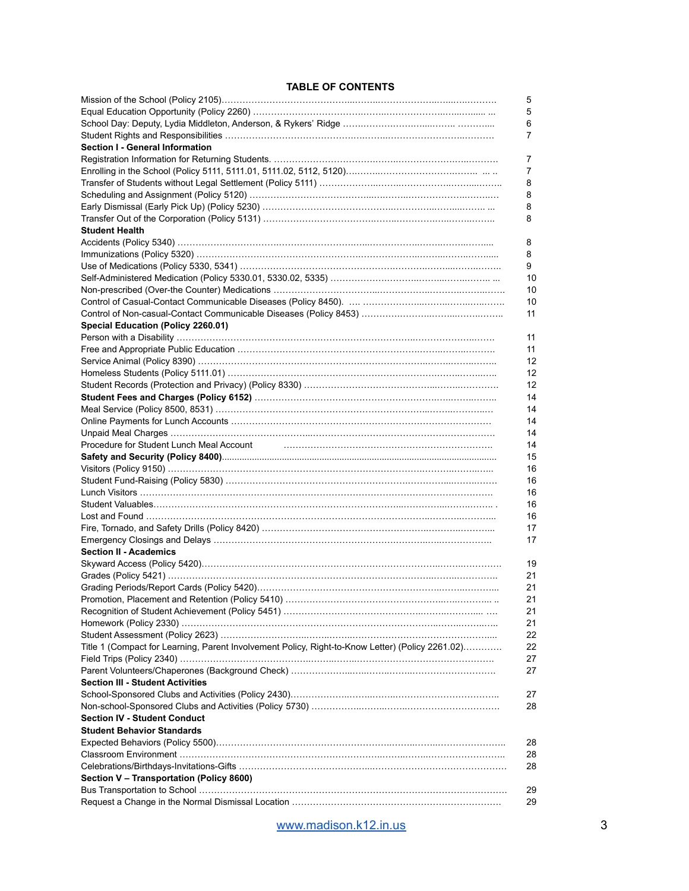**TABLE OF CONTENTS**

| | |
|---|---|
| Mission of the School (Policy 2105) | 5 |
| Equal Education Opportunity (Policy 2260) | 5 |
| School Day: Deputy, Lydia Middleton, Anderson, & Rykers' Ridge | 6 |
| Student Rights and Responsibilities | 7 |
| **Section I - General Information** | |
| Registration Information for Returning Students. | 7 |
| Enrolling in the School (Policy 5111, 5111.01, 5111.02, 5112, 5120) | 7 |
| Transfer of Students without Legal Settlement (Policy 5111) | 8 |
| Scheduling and Assignment (Policy 5120) | 8 |
| Early Dismissal (Early Pick Up) (Policy 5230) | 8 |
| Transfer Out of the Corporation (Policy 5131) | 8 |
| **Student Health** | |
| Accidents (Policy 5340) | 8 |
| Immunizations (Policy 5320) | 8 |
| Use of Medications (Policy 5330, 5341) | 9 |
| Self-Administered Medication (Policy 5330.01, 5330.02, 5335) | 10 |
| Non-prescribed (Over-the Counter) Medications | 10 |
| Control of Casual-Contact Communicable Diseases (Policy 8450). | 10 |
| Control of Non-casual-Contact Communicable Diseases (Policy 8453) | 11 |
| **Special Education (Policy 2260.01)** | |
| Person with a Disability | 11 |
| Free and Appropriate Public Education | 11 |
| Service Animal (Policy 8390) | 12 |
| Homeless Students (Policy 5111.01) | 12 |
| Student Records (Protection and Privacy) (Policy 8330) | 12 |
| **Student Fees and Charges (Policy 6152)** | 14 |
| Meal Service (Policy 8500, 8531) | 14 |
| Online Payments for Lunch Accounts | 14 |
| Unpaid Meal Charges | 14 |
| Procedure for Student Lunch Meal Account | 14 |
| **Safety and Security (Policy 8400)** | 15 |
| Visitors (Policy 9150) | 16 |
| Student Fund-Raising (Policy 5830) | 16 |
| Lunch Visitors | 16 |
| Student Valuables | 16 |
| Lost and Found | 16 |
| Fire, Tornado, and Safety Drills (Policy 8420) | 17 |
| Emergency Closings and Delays | 17 |
| **Section II - Academics** | |
| Skyward Access (Policy 5420) | 19 |
| Grades (Policy 5421) | 21 |
| Grading Periods/Report Cards (Policy 5420) | 21 |
| Promotion, Placement and Retention (Policy 5410) | 21 |
| Recognition of Student Achievement (Policy 5451) | 21 |
| Homework (Policy 2330) | 21 |
| Student Assessment (Policy 2623) | 22 |
| Title 1 (Compact for Learning, Parent Involvement Policy, Right-to-Know Letter) (Policy 2261.02) | 22 |
| Field Trips (Policy 2340) | 27 |
| Parent Volunteers/Chaperones (Background Check) | 27 |
| **Section III - Student Activities** | |
| School-Sponsored Clubs and Activities (Policy 2430) | 27 |
| Non-school-Sponsored Clubs and Activities (Policy 5730) | 28 |
| **Section IV - Student Conduct** | |
| **Student Behavior Standards** | |
| Expected Behaviors (Policy 5500) | 28 |
| Classroom Environment | 28 |
| Celebrations/Birthdays-Invitations-Gifts | 28 |
| **Section V – Transportation (Policy 8600)** | |
| Bus Transportation to School | 29 |
| Request a Change in the Normal Dismissal Location | 29 |

www.madison.k12.in.us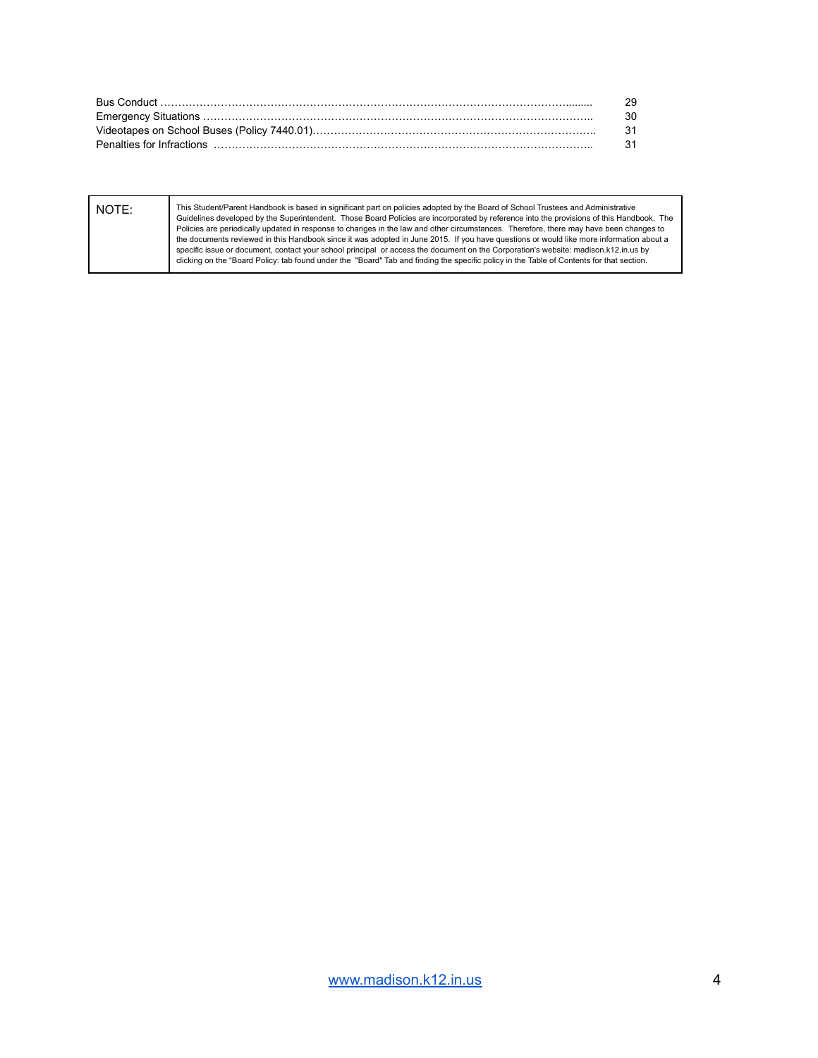| | |
|---|---|
| Bus Conduct | 29 |
| Emergency Situations | 30 |
| Videotapes on School Buses (Policy 7440.01) | 31 |
| Penalties for Infractions | 31 |

| | |
|---|---|
| NOTE: | This Student/Parent Handbook is based in significant part on policies adopted by the Board of School Trustees and Administrative Guidelines developed by the Superintendent. Those Board Policies are incorporated by reference into the provisions of this Handbook. The Policies are periodically updated in response to changes in the law and other circumstances. Therefore, there may have been changes to the documents reviewed in this Handbook since it was adopted in June 2015. If you have questions or would like more information about a specific issue or document, contact your school principal or access the document on the Corporation's website: madison.k12.in.us by clicking on the "Board Policy: tab found under the "Board" Tab and finding the specific policy in the Table of Contents for that section. |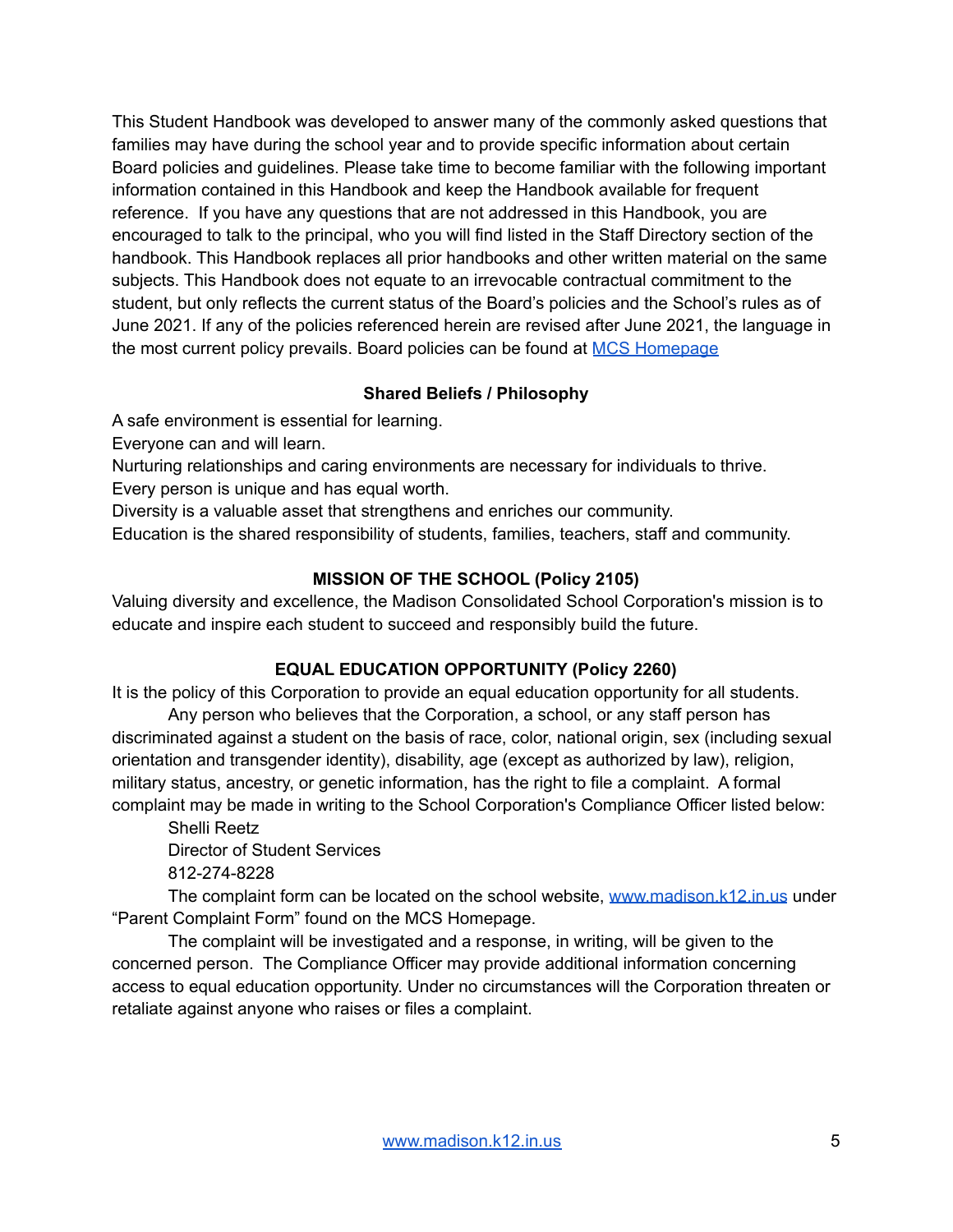This Student Handbook was developed to answer many of the commonly asked questions that families may have during the school year and to provide specific information about certain Board policies and guidelines. Please take time to become familiar with the following important information contained in this Handbook and keep the Handbook available for frequent reference. If you have any questions that are not addressed in this Handbook, you are encouraged to talk to the principal, who you will find listed in the Staff Directory section of the handbook. This Handbook replaces all prior handbooks and other written material on the same subjects. This Handbook does not equate to an irrevocable contractual commitment to the student, but only reflects the current status of the Board's policies and the School's rules as of June 2021. If any of the policies referenced herein are revised after June 2021, the language in the most current policy prevails. Board policies can be found at MCS Homepage

## Shared Beliefs / Philosophy

A safe environment is essential for learning.
Everyone can and will learn.
Nurturing relationships and caring environments are necessary for individuals to thrive.
Every person is unique and has equal worth.
Diversity is a valuable asset that strengthens and enriches our community.
Education is the shared responsibility of students, families, teachers, staff and community.

## MISSION OF THE SCHOOL (Policy 2105)

Valuing diversity and excellence, the Madison Consolidated School Corporation's mission is to educate and inspire each student to succeed and responsibly build the future.

## EQUAL EDUCATION OPPORTUNITY (Policy 2260)

It is the policy of this Corporation to provide an equal education opportunity for all students.

Any person who believes that the Corporation, a school, or any staff person has discriminated against a student on the basis of race, color, national origin, sex (including sexual orientation and transgender identity), disability, age (except as authorized by law), religion, military status, ancestry, or genetic information, has the right to file a complaint. A formal complaint may be made in writing to the School Corporation's Compliance Officer listed below:

Shelli Reetz
Director of Student Services
812-274-8228

The complaint form can be located on the school website, www.madison.k12.in.us under "Parent Complaint Form" found on the MCS Homepage.

The complaint will be investigated and a response, in writing, will be given to the concerned person. The Compliance Officer may provide additional information concerning access to equal education opportunity. Under no circumstances will the Corporation threaten or retaliate against anyone who raises or files a complaint.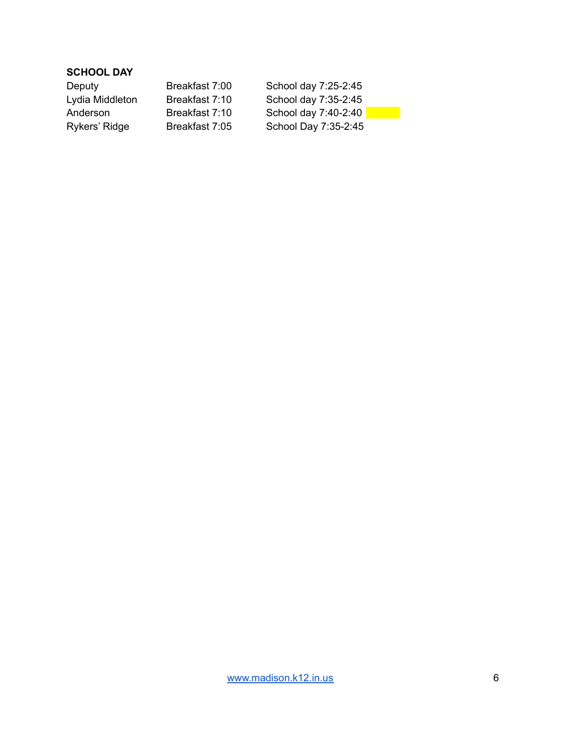**SCHOOL DAY**

| | | |
|---|---|---|
| Deputy | Breakfast 7:00 | School day 7:25-2:45 |
| Lydia Middleton | Breakfast 7:10 | School day 7:35-2:45 |
| Anderson | Breakfast 7:10 | School day 7:40-2:40 |
| Rykers' Ridge | Breakfast 7:05 | School Day 7:35-2:45 |

www.madison.k12.in.us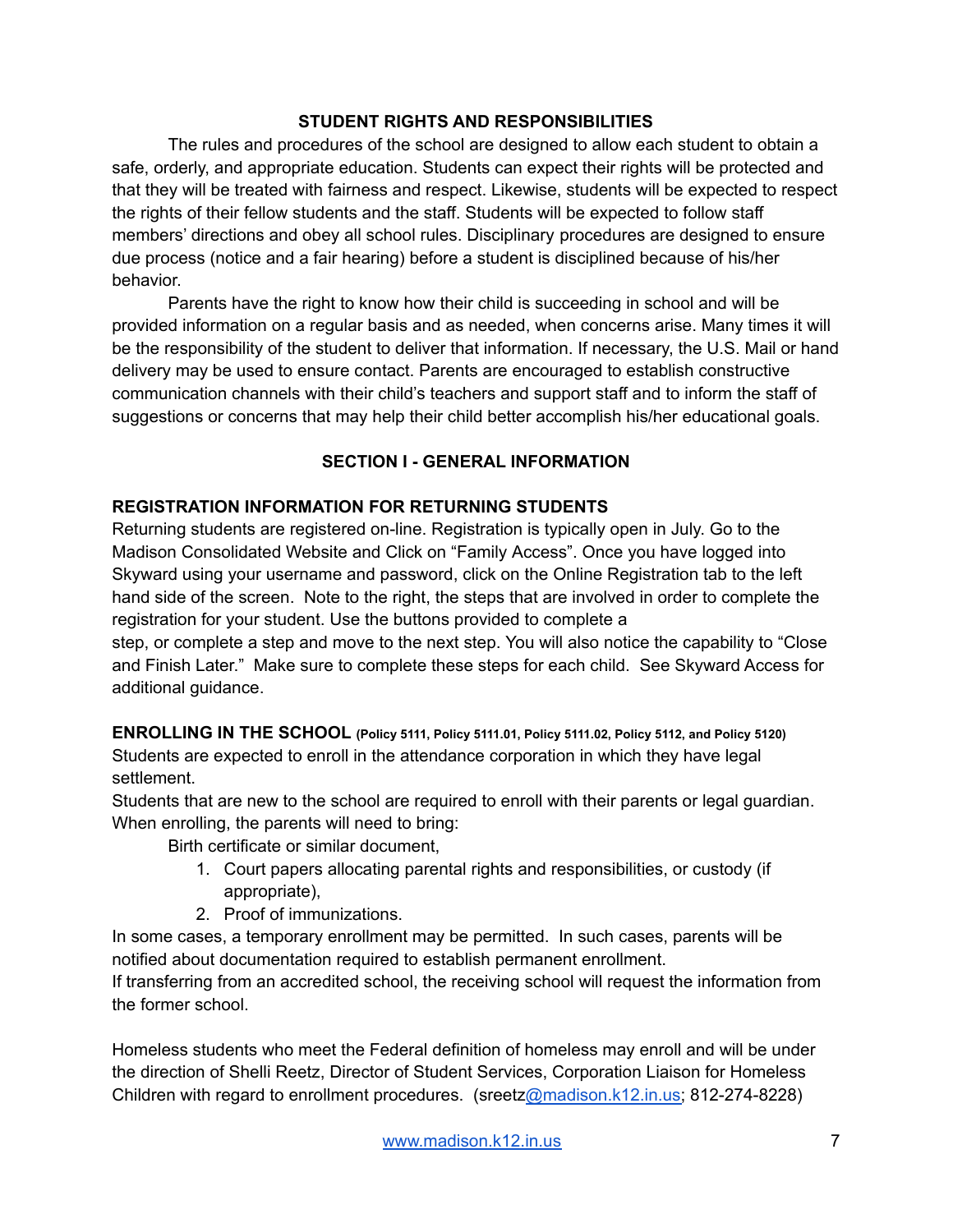## STUDENT RIGHTS AND RESPONSIBILITIES

The rules and procedures of the school are designed to allow each student to obtain a safe, orderly, and appropriate education. Students can expect their rights will be protected and that they will be treated with fairness and respect. Likewise, students will be expected to respect the rights of their fellow students and the staff. Students will be expected to follow staff members' directions and obey all school rules. Disciplinary procedures are designed to ensure due process (notice and a fair hearing) before a student is disciplined because of his/her behavior.

Parents have the right to know how their child is succeeding in school and will be provided information on a regular basis and as needed, when concerns arise. Many times it will be the responsibility of the student to deliver that information. If necessary, the U.S. Mail or hand delivery may be used to ensure contact. Parents are encouraged to establish constructive communication channels with their child's teachers and support staff and to inform the staff of suggestions or concerns that may help their child better accomplish his/her educational goals.

## SECTION I - GENERAL INFORMATION

### REGISTRATION INFORMATION FOR RETURNING STUDENTS

Returning students are registered on-line. Registration is typically open in July. Go to the Madison Consolidated Website and Click on "Family Access". Once you have logged into Skyward using your username and password, click on the Online Registration tab to the left hand side of the screen. Note to the right, the steps that are involved in order to complete the registration for your student. Use the buttons provided to complete a step, or complete a step and move to the next step. You will also notice the capability to "Close and Finish Later." Make sure to complete these steps for each child. See Skyward Access for additional guidance.

### ENROLLING IN THE SCHOOL (Policy 5111, Policy 5111.01, Policy 5111.02, Policy 5112, and Policy 5120)

Students are expected to enroll in the attendance corporation in which they have legal settlement.

Students that are new to the school are required to enroll with their parents or legal guardian. When enrolling, the parents will need to bring:

Birth certificate or similar document,

1. Court papers allocating parental rights and responsibilities, or custody (if appropriate),
2. Proof of immunizations.

In some cases, a temporary enrollment may be permitted. In such cases, parents will be notified about documentation required to establish permanent enrollment.

If transferring from an accredited school, the receiving school will request the information from the former school.

Homeless students who meet the Federal definition of homeless may enroll and will be under the direction of Shelli Reetz, Director of Student Services, Corporation Liaison for Homeless Children with regard to enrollment procedures. (sreetz@madison.k12.in.us; 812-274-8228)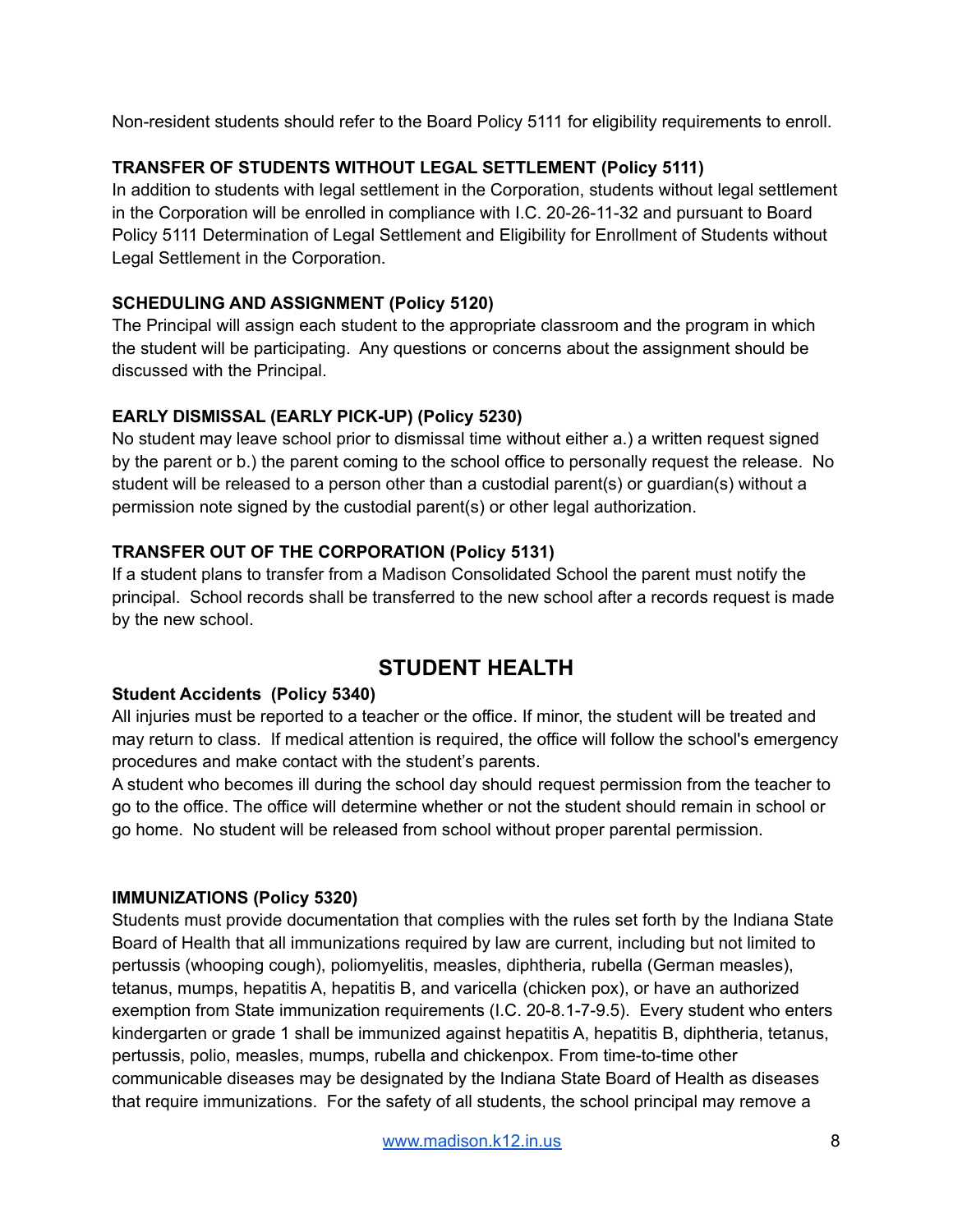Non-resident students should refer to the Board Policy 5111 for eligibility requirements to enroll.

### TRANSFER OF STUDENTS WITHOUT LEGAL SETTLEMENT (Policy 5111)

In addition to students with legal settlement in the Corporation, students without legal settlement in the Corporation will be enrolled in compliance with I.C. 20-26-11-32 and pursuant to Board Policy 5111 Determination of Legal Settlement and Eligibility for Enrollment of Students without Legal Settlement in the Corporation.

### SCHEDULING AND ASSIGNMENT (Policy 5120)

The Principal will assign each student to the appropriate classroom and the program in which the student will be participating. Any questions or concerns about the assignment should be discussed with the Principal.

### EARLY DISMISSAL (EARLY PICK-UP) (Policy 5230)

No student may leave school prior to dismissal time without either a.) a written request signed by the parent or b.) the parent coming to the school office to personally request the release. No student will be released to a person other than a custodial parent(s) or guardian(s) without a permission note signed by the custodial parent(s) or other legal authorization.

### TRANSFER OUT OF THE CORPORATION (Policy 5131)

If a student plans to transfer from a Madison Consolidated School the parent must notify the principal. School records shall be transferred to the new school after a records request is made by the new school.

## STUDENT HEALTH

### Student Accidents (Policy 5340)

All injuries must be reported to a teacher or the office. If minor, the student will be treated and may return to class. If medical attention is required, the office will follow the school's emergency procedures and make contact with the student's parents.

A student who becomes ill during the school day should request permission from the teacher to go to the office. The office will determine whether or not the student should remain in school or go home. No student will be released from school without proper parental permission.

### IMMUNIZATIONS (Policy 5320)

Students must provide documentation that complies with the rules set forth by the Indiana State Board of Health that all immunizations required by law are current, including but not limited to pertussis (whooping cough), poliomyelitis, measles, diphtheria, rubella (German measles), tetanus, mumps, hepatitis A, hepatitis B, and varicella (chicken pox), or have an authorized exemption from State immunization requirements (I.C. 20-8.1-7-9.5). Every student who enters kindergarten or grade 1 shall be immunized against hepatitis A, hepatitis B, diphtheria, tetanus, pertussis, polio, measles, mumps, rubella and chickenpox. From time-to-time other communicable diseases may be designated by the Indiana State Board of Health as diseases that require immunizations. For the safety of all students, the school principal may remove a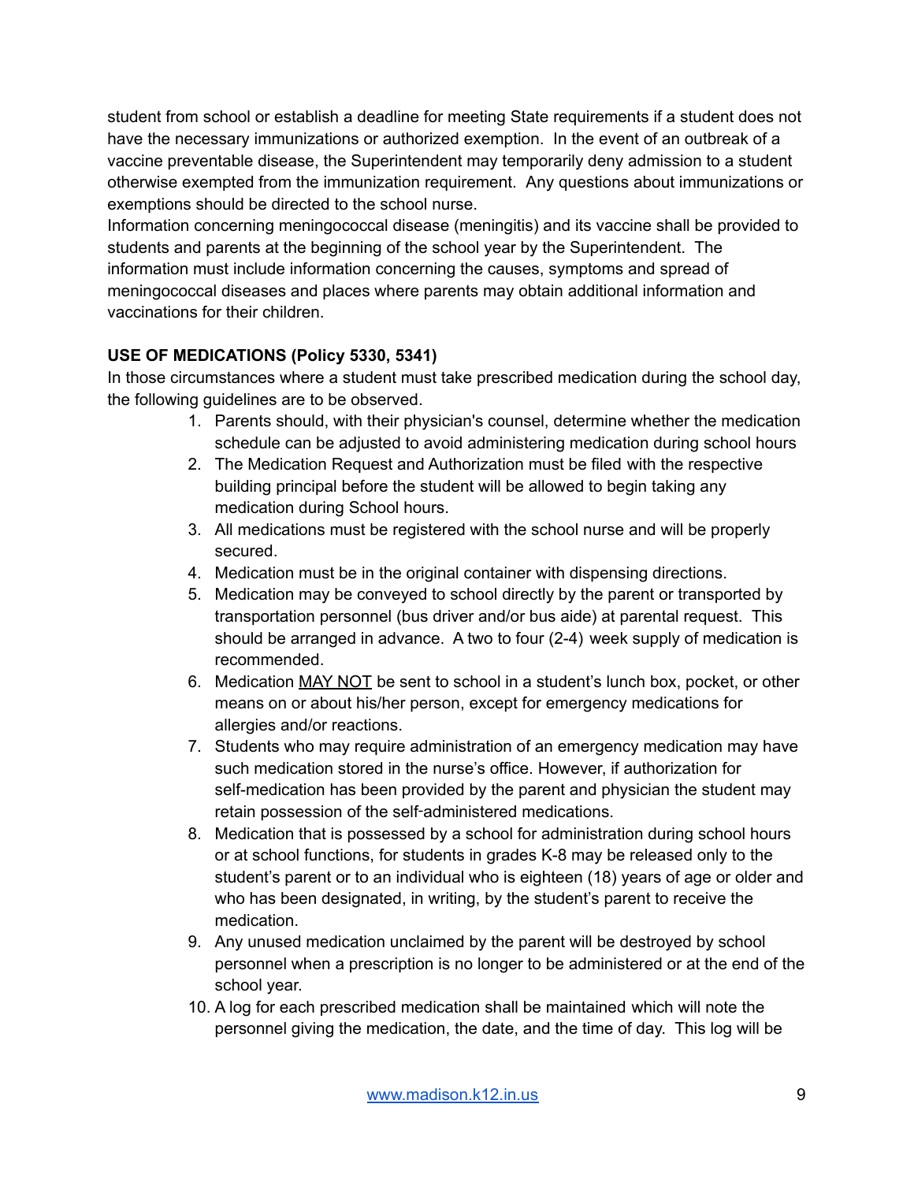student from school or establish a deadline for meeting State requirements if a student does not have the necessary immunizations or authorized exemption. In the event of an outbreak of a vaccine preventable disease, the Superintendent may temporarily deny admission to a student otherwise exempted from the immunization requirement. Any questions about immunizations or exemptions should be directed to the school nurse.

Information concerning meningococcal disease (meningitis) and its vaccine shall be provided to students and parents at the beginning of the school year by the Superintendent. The information must include information concerning the causes, symptoms and spread of meningococcal diseases and places where parents may obtain additional information and vaccinations for their children.

**USE OF MEDICATIONS (Policy 5330, 5341)**

In those circumstances where a student must take prescribed medication during the school day, the following guidelines are to be observed.

1. Parents should, with their physician's counsel, determine whether the medication schedule can be adjusted to avoid administering medication during school hours
2. The Medication Request and Authorization must be filed with the respective building principal before the student will be allowed to begin taking any medication during School hours.
3. All medications must be registered with the school nurse and will be properly secured.
4. Medication must be in the original container with dispensing directions.
5. Medication may be conveyed to school directly by the parent or transported by transportation personnel (bus driver and/or bus aide) at parental request. This should be arranged in advance. A two to four (2-4) week supply of medication is recommended.
6. Medication <u>MAY NOT</u> be sent to school in a student's lunch box, pocket, or other means on or about his/her person, except for emergency medications for allergies and/or reactions.
7. Students who may require administration of an emergency medication may have such medication stored in the nurse's office. However, if authorization for self-medication has been provided by the parent and physician the student may retain possession of the self-administered medications.
8. Medication that is possessed by a school for administration during school hours or at school functions, for students in grades K-8 may be released only to the student's parent or to an individual who is eighteen (18) years of age or older and who has been designated, in writing, by the student's parent to receive the medication.
9. Any unused medication unclaimed by the parent will be destroyed by school personnel when a prescription is no longer to be administered or at the end of the school year.
10. A log for each prescribed medication shall be maintained which will note the personnel giving the medication, the date, and the time of day. This log will be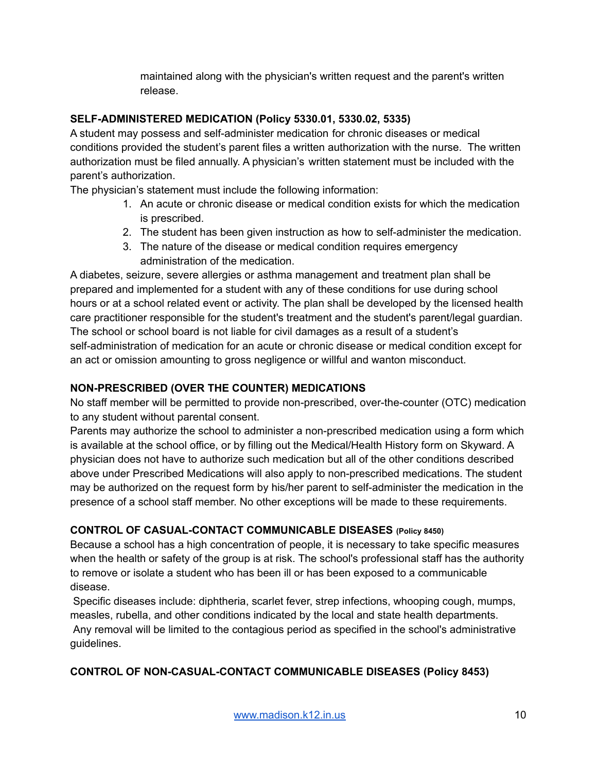maintained along with the physician's written request and the parent's written release.

**SELF-ADMINISTERED MEDICATION (Policy 5330.01, 5330.02, 5335)**

A student may possess and self-administer medication for chronic diseases or medical conditions provided the student's parent files a written authorization with the nurse. The written authorization must be filed annually. A physician's written statement must be included with the parent's authorization.

The physician's statement must include the following information:

1. An acute or chronic disease or medical condition exists for which the medication is prescribed.
2. The student has been given instruction as how to self-administer the medication.
3. The nature of the disease or medical condition requires emergency administration of the medication.

A diabetes, seizure, severe allergies or asthma management and treatment plan shall be prepared and implemented for a student with any of these conditions for use during school hours or at a school related event or activity. The plan shall be developed by the licensed health care practitioner responsible for the student's treatment and the student's parent/legal guardian. The school or school board is not liable for civil damages as a result of a student's self-administration of medication for an acute or chronic disease or medical condition except for an act or omission amounting to gross negligence or willful and wanton misconduct.

**NON-PRESCRIBED (OVER THE COUNTER) MEDICATIONS**

No staff member will be permitted to provide non-prescribed, over-the-counter (OTC) medication to any student without parental consent.

Parents may authorize the school to administer a non-prescribed medication using a form which is available at the school office, or by filling out the Medical/Health History form on Skyward. A physician does not have to authorize such medication but all of the other conditions described above under Prescribed Medications will also apply to non-prescribed medications. The student may be authorized on the request form by his/her parent to self-administer the medication in the presence of a school staff member. No other exceptions will be made to these requirements.

**CONTROL OF CASUAL-CONTACT COMMUNICABLE DISEASES (Policy 8450)**

Because a school has a high concentration of people, it is necessary to take specific measures when the health or safety of the group is at risk. The school's professional staff has the authority to remove or isolate a student who has been ill or has been exposed to a communicable disease.

Specific diseases include: diphtheria, scarlet fever, strep infections, whooping cough, mumps, measles, rubella, and other conditions indicated by the local and state health departments.

Any removal will be limited to the contagious period as specified in the school's administrative guidelines.

**CONTROL OF NON-CASUAL-CONTACT COMMUNICABLE DISEASES (Policy 8453)**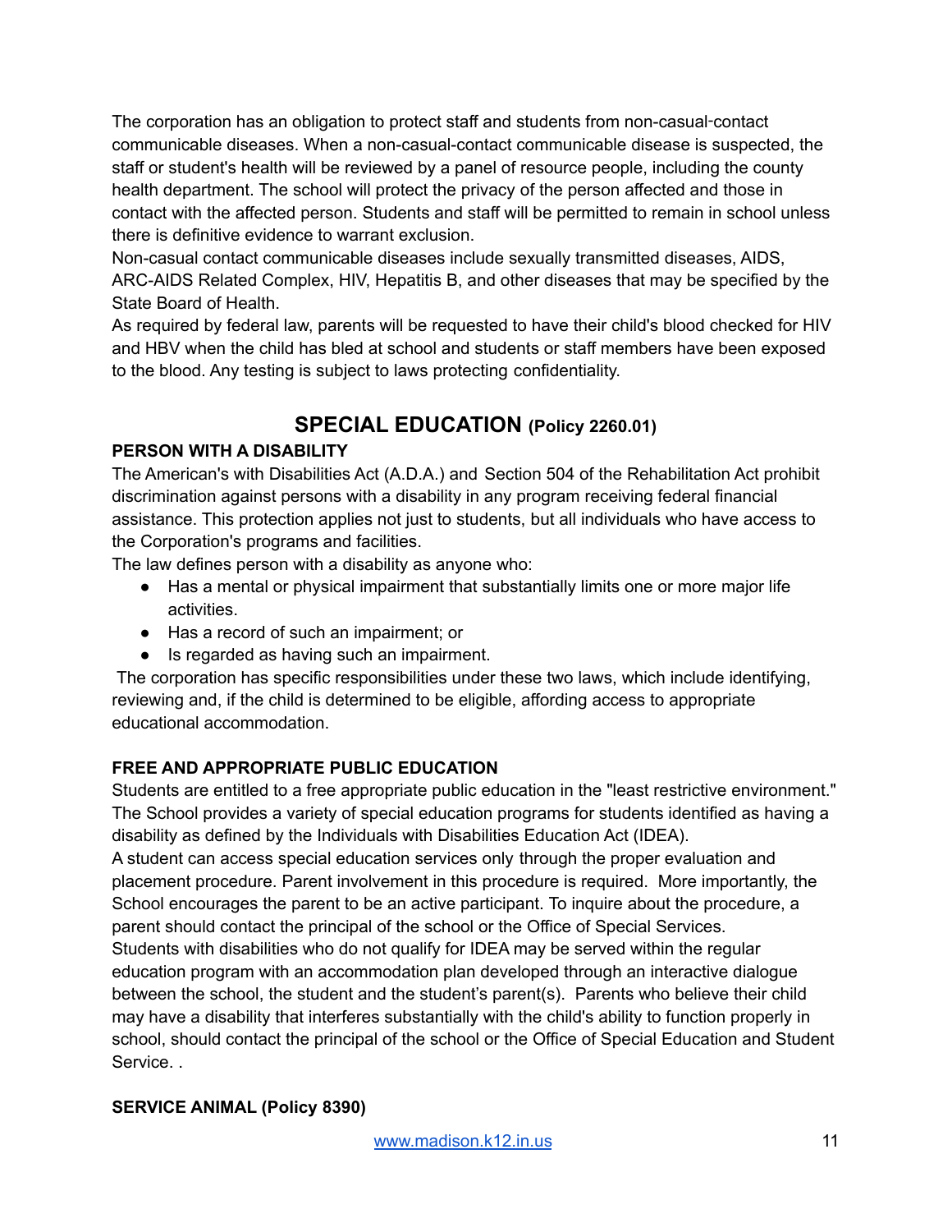The corporation has an obligation to protect staff and students from non-casual-contact communicable diseases. When a non-casual-contact communicable disease is suspected, the staff or student's health will be reviewed by a panel of resource people, including the county health department. The school will protect the privacy of the person affected and those in contact with the affected person. Students and staff will be permitted to remain in school unless there is definitive evidence to warrant exclusion.

Non-casual contact communicable diseases include sexually transmitted diseases, AIDS, ARC-AIDS Related Complex, HIV, Hepatitis B, and other diseases that may be specified by the State Board of Health.

As required by federal law, parents will be requested to have their child's blood checked for HIV and HBV when the child has bled at school and students or staff members have been exposed to the blood. Any testing is subject to laws protecting confidentiality.

## SPECIAL EDUCATION (Policy 2260.01)

### PERSON WITH A DISABILITY

The American's with Disabilities Act (A.D.A.) and Section 504 of the Rehabilitation Act prohibit discrimination against persons with a disability in any program receiving federal financial assistance. This protection applies not just to students, but all individuals who have access to the Corporation's programs and facilities.

The law defines person with a disability as anyone who:

- Has a mental or physical impairment that substantially limits one or more major life activities.
- Has a record of such an impairment; or
- Is regarded as having such an impairment.

The corporation has specific responsibilities under these two laws, which include identifying, reviewing and, if the child is determined to be eligible, affording access to appropriate educational accommodation.

### FREE AND APPROPRIATE PUBLIC EDUCATION

Students are entitled to a free appropriate public education in the "least restrictive environment." The School provides a variety of special education programs for students identified as having a disability as defined by the Individuals with Disabilities Education Act (IDEA).

A student can access special education services only through the proper evaluation and placement procedure. Parent involvement in this procedure is required. More importantly, the School encourages the parent to be an active participant. To inquire about the procedure, a parent should contact the principal of the school or the Office of Special Services.

Students with disabilities who do not qualify for IDEA may be served within the regular education program with an accommodation plan developed through an interactive dialogue between the school, the student and the student's parent(s). Parents who believe their child may have a disability that interferes substantially with the child's ability to function properly in school, should contact the principal of the school or the Office of Special Education and Student Service. .

### SERVICE ANIMAL (Policy 8390)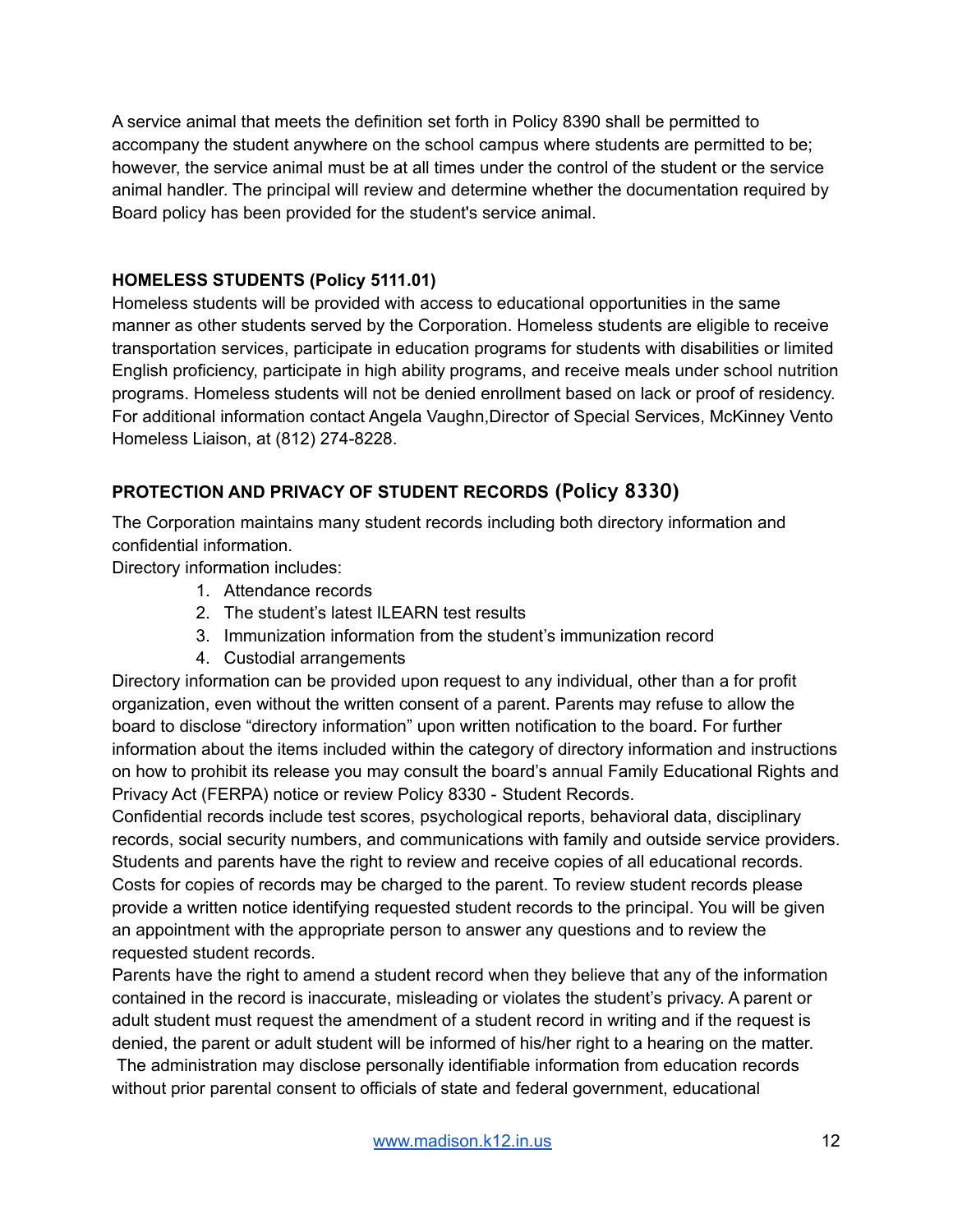A service animal that meets the definition set forth in Policy 8390 shall be permitted to accompany the student anywhere on the school campus where students are permitted to be; however, the service animal must be at all times under the control of the student or the service animal handler. The principal will review and determine whether the documentation required by Board policy has been provided for the student's service animal.

**HOMELESS STUDENTS (Policy 5111.01)**

Homeless students will be provided with access to educational opportunities in the same manner as other students served by the Corporation. Homeless students are eligible to receive transportation services, participate in education programs for students with disabilities or limited English proficiency, participate in high ability programs, and receive meals under school nutrition programs. Homeless students will not be denied enrollment based on lack or proof of residency. For additional information contact Angela Vaughn,Director of Special Services, McKinney Vento Homeless Liaison, at (812) 274-8228.

**PROTECTION AND PRIVACY OF STUDENT RECORDS (Policy 8330)**

The Corporation maintains many student records including both directory information and confidential information.

Directory information includes:

1. Attendance records
2. The student's latest ILEARN test results
3. Immunization information from the student's immunization record
4. Custodial arrangements

Directory information can be provided upon request to any individual, other than a for profit organization, even without the written consent of a parent. Parents may refuse to allow the board to disclose "directory information" upon written notification to the board. For further information about the items included within the category of directory information and instructions on how to prohibit its release you may consult the board's annual Family Educational Rights and Privacy Act (FERPA) notice or review Policy 8330 - Student Records.

Confidential records include test scores, psychological reports, behavioral data, disciplinary records, social security numbers, and communications with family and outside service providers. Students and parents have the right to review and receive copies of all educational records. Costs for copies of records may be charged to the parent. To review student records please provide a written notice identifying requested student records to the principal. You will be given an appointment with the appropriate person to answer any questions and to review the requested student records.

Parents have the right to amend a student record when they believe that any of the information contained in the record is inaccurate, misleading or violates the student's privacy. A parent or adult student must request the amendment of a student record in writing and if the request is denied, the parent or adult student will be informed of his/her right to a hearing on the matter.

The administration may disclose personally identifiable information from education records without prior parental consent to officials of state and federal government, educational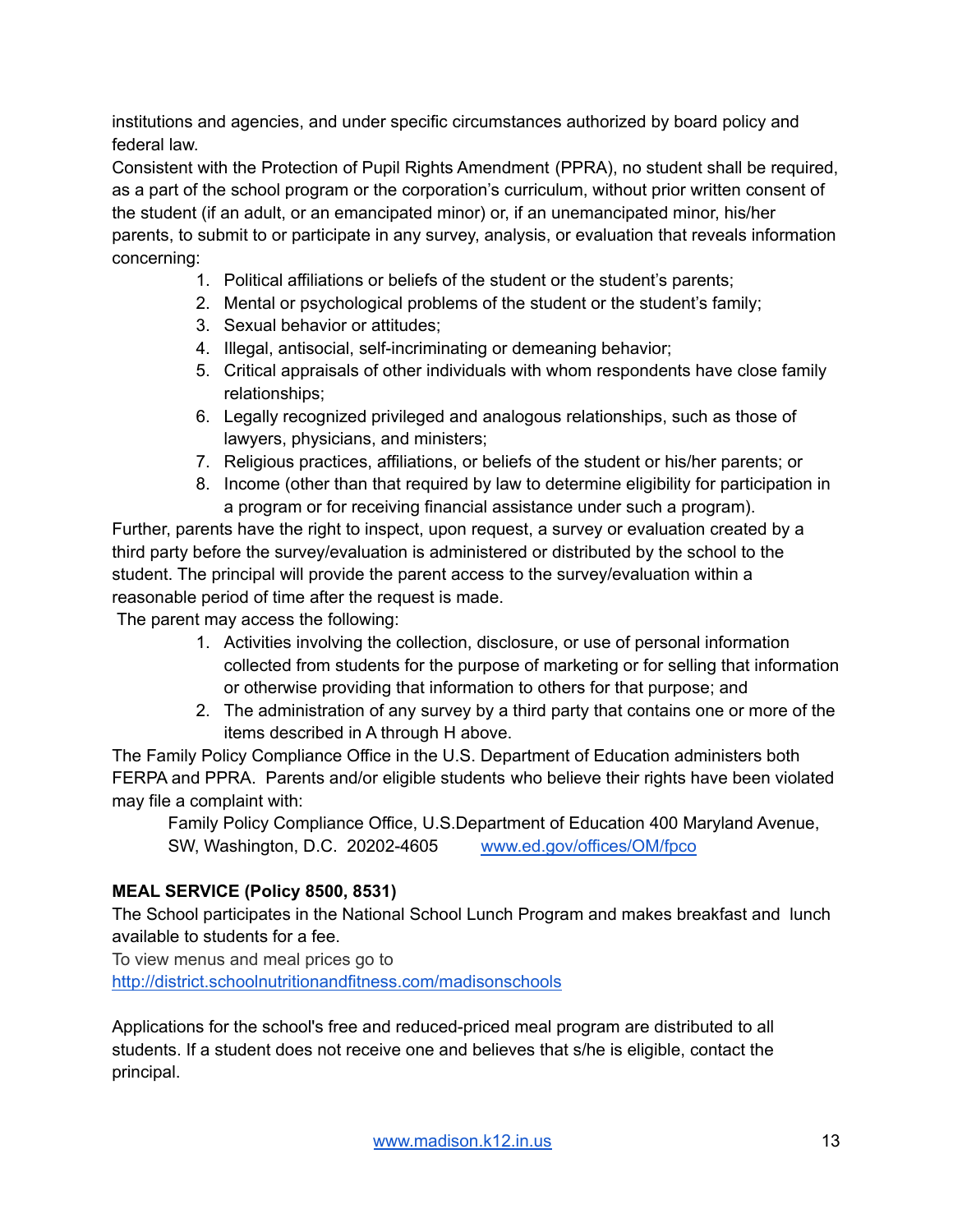institutions and agencies, and under specific circumstances authorized by board policy and federal law.

Consistent with the Protection of Pupil Rights Amendment (PPRA), no student shall be required, as a part of the school program or the corporation's curriculum, without prior written consent of the student (if an adult, or an emancipated minor) or, if an unemancipated minor, his/her parents, to submit to or participate in any survey, analysis, or evaluation that reveals information concerning:

1. Political affiliations or beliefs of the student or the student's parents;
2. Mental or psychological problems of the student or the student's family;
3. Sexual behavior or attitudes;
4. Illegal, antisocial, self-incriminating or demeaning behavior;
5. Critical appraisals of other individuals with whom respondents have close family relationships;
6. Legally recognized privileged and analogous relationships, such as those of lawyers, physicians, and ministers;
7. Religious practices, affiliations, or beliefs of the student or his/her parents; or
8. Income (other than that required by law to determine eligibility for participation in a program or for receiving financial assistance under such a program).

Further, parents have the right to inspect, upon request, a survey or evaluation created by a third party before the survey/evaluation is administered or distributed by the school to the student. The principal will provide the parent access to the survey/evaluation within a reasonable period of time after the request is made.

The parent may access the following:

1. Activities involving the collection, disclosure, or use of personal information collected from students for the purpose of marketing or for selling that information or otherwise providing that information to others for that purpose; and
2. The administration of any survey by a third party that contains one or more of the items described in A through H above.

The Family Policy Compliance Office in the U.S. Department of Education administers both FERPA and PPRA. Parents and/or eligible students who believe their rights have been violated may file a complaint with:

Family Policy Compliance Office, U.S.Department of Education 400 Maryland Avenue, SW, Washington, D.C. 20202-4605 [www.ed.gov/offices/OM/fpco](www.ed.gov/offices/OM/fpco)

**MEAL SERVICE (Policy 8500, 8531)**

The School participates in the National School Lunch Program and makes breakfast and lunch available to students for a fee.

To view menus and meal prices go to [http://district.schoolnutritionandfitness.com/madisonschools](http://district.schoolnutritionandfitness.com/madisonschools)

Applications for the school's free and reduced-priced meal program are distributed to all students. If a student does not receive one and believes that s/he is eligible, contact the principal.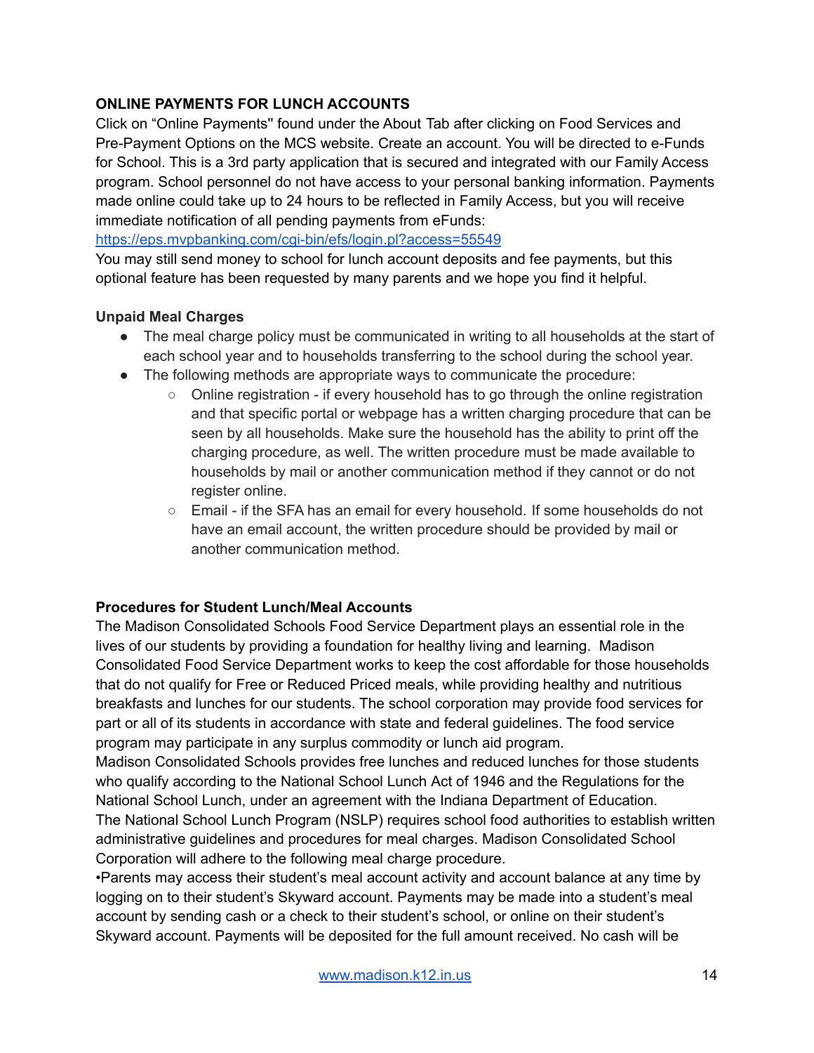**ONLINE PAYMENTS FOR LUNCH ACCOUNTS**

Click on “Online Payments" found under the About Tab after clicking on Food Services and Pre-Payment Options on the MCS website. Create an account. You will be directed to e-Funds for School. This is a 3rd party application that is secured and integrated with our Family Access program. School personnel do not have access to your personal banking information. Payments made online could take up to 24 hours to be reflected in Family Access, but you will receive immediate notification of all pending payments from eFunds:
[https://eps.mvpbanking.com/cgi-bin/efs/login.pl?access=55549](https://eps.mvpbanking.com/cgi-bin/efs/login.pl?access=55549)
You may still send money to school for lunch account deposits and fee payments, but this optional feature has been requested by many parents and we hope you find it helpful.

**Unpaid Meal Charges**

- The meal charge policy must be communicated in writing to all households at the start of each school year and to households transferring to the school during the school year.
- The following methods are appropriate ways to communicate the procedure:
  - Online registration - if every household has to go through the online registration and that specific portal or webpage has a written charging procedure that can be seen by all households. Make sure the household has the ability to print off the charging procedure, as well. The written procedure must be made available to households by mail or another communication method if they cannot or do not register online.
  - Email - if the SFA has an email for every household. If some households do not have an email account, the written procedure should be provided by mail or another communication method.

**Procedures for Student Lunch/Meal Accounts**

The Madison Consolidated Schools Food Service Department plays an essential role in the lives of our students by providing a foundation for healthy living and learning. Madison Consolidated Food Service Department works to keep the cost affordable for those households that do not qualify for Free or Reduced Priced meals, while providing healthy and nutritious breakfasts and lunches for our students. The school corporation may provide food services for part or all of its students in accordance with state and federal guidelines. The food service program may participate in any surplus commodity or lunch aid program.
Madison Consolidated Schools provides free lunches and reduced lunches for those students who qualify according to the National School Lunch Act of 1946 and the Regulations for the National School Lunch, under an agreement with the Indiana Department of Education.
The National School Lunch Program (NSLP) requires school food authorities to establish written administrative guidelines and procedures for meal charges. Madison Consolidated School Corporation will adhere to the following meal charge procedure.
•Parents may access their student’s meal account activity and account balance at any time by logging on to their student’s Skyward account. Payments may be made into a student’s meal account by sending cash or a check to their student’s school, or online on their student’s Skyward account. Payments will be deposited for the full amount received. No cash will be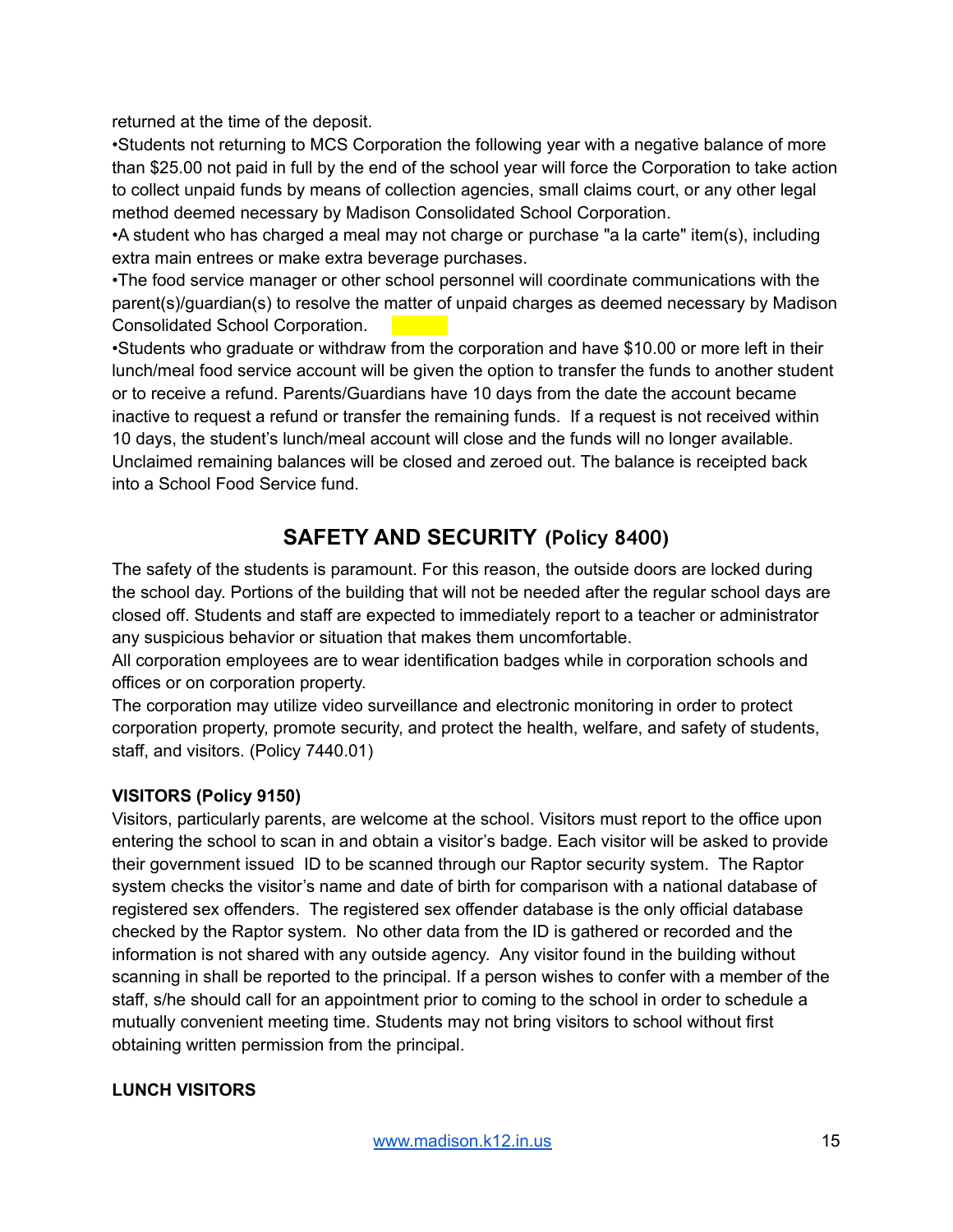returned at the time of the deposit.

•Students not returning to MCS Corporation the following year with a negative balance of more than $25.00 not paid in full by the end of the school year will force the Corporation to take action to collect unpaid funds by means of collection agencies, small claims court, or any other legal method deemed necessary by Madison Consolidated School Corporation.

•A student who has charged a meal may not charge or purchase "a la carte" item(s), including extra main entrees or make extra beverage purchases.

•The food service manager or other school personnel will coordinate communications with the parent(s)/guardian(s) to resolve the matter of unpaid charges as deemed necessary by Madison Consolidated School Corporation.

•Students who graduate or withdraw from the corporation and have $10.00 or more left in their lunch/meal food service account will be given the option to transfer the funds to another student or to receive a refund. Parents/Guardians have 10 days from the date the account became inactive to request a refund or transfer the remaining funds. If a request is not received within 10 days, the student's lunch/meal account will close and the funds will no longer available. Unclaimed remaining balances will be closed and zeroed out. The balance is receipted back into a School Food Service fund.

## SAFETY AND SECURITY (Policy 8400)

The safety of the students is paramount. For this reason, the outside doors are locked during the school day. Portions of the building that will not be needed after the regular school days are closed off. Students and staff are expected to immediately report to a teacher or administrator any suspicious behavior or situation that makes them uncomfortable.

All corporation employees are to wear identification badges while in corporation schools and offices or on corporation property.

The corporation may utilize video surveillance and electronic monitoring in order to protect corporation property, promote security, and protect the health, welfare, and safety of students, staff, and visitors. (Policy 7440.01)

### VISITORS (Policy 9150)

Visitors, particularly parents, are welcome at the school. Visitors must report to the office upon entering the school to scan in and obtain a visitor's badge. Each visitor will be asked to provide their government issued ID to be scanned through our Raptor security system. The Raptor system checks the visitor's name and date of birth for comparison with a national database of registered sex offenders. The registered sex offender database is the only official database checked by the Raptor system. No other data from the ID is gathered or recorded and the information is not shared with any outside agency. Any visitor found in the building without scanning in shall be reported to the principal. If a person wishes to confer with a member of the staff, s/he should call for an appointment prior to coming to the school in order to schedule a mutually convenient meeting time. Students may not bring visitors to school without first obtaining written permission from the principal.

### LUNCH VISITORS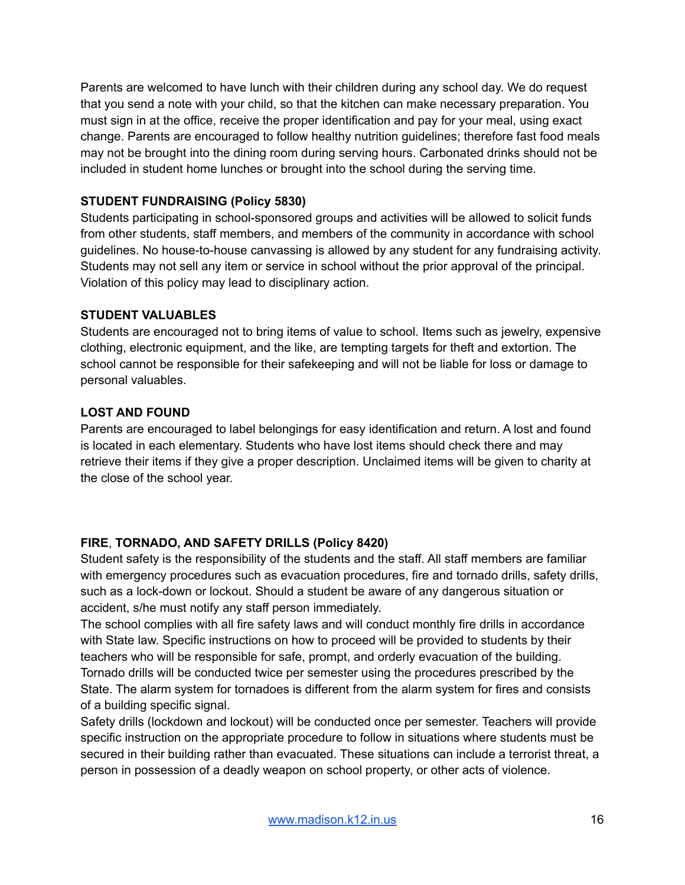Parents are welcomed to have lunch with their children during any school day. We do request that you send a note with your child, so that the kitchen can make necessary preparation. You must sign in at the office, receive the proper identification and pay for your meal, using exact change. Parents are encouraged to follow healthy nutrition guidelines; therefore fast food meals may not be brought into the dining room during serving hours. Carbonated drinks should not be included in student home lunches or brought into the school during the serving time.

**STUDENT FUNDRAISING (Policy 5830)**

Students participating in school-sponsored groups and activities will be allowed to solicit funds from other students, staff members, and members of the community in accordance with school guidelines. No house-to-house canvassing is allowed by any student for any fundraising activity. Students may not sell any item or service in school without the prior approval of the principal. Violation of this policy may lead to disciplinary action.

**STUDENT VALUABLES**

Students are encouraged not to bring items of value to school. Items such as jewelry, expensive clothing, electronic equipment, and the like, are tempting targets for theft and extortion. The school cannot be responsible for their safekeeping and will not be liable for loss or damage to personal valuables.

**LOST AND FOUND**

Parents are encouraged to label belongings for easy identification and return. A lost and found is located in each elementary. Students who have lost items should check there and may retrieve their items if they give a proper description. Unclaimed items will be given to charity at the close of the school year.

**FIRE, TORNADO, AND SAFETY DRILLS (Policy 8420)**

Student safety is the responsibility of the students and the staff. All staff members are familiar with emergency procedures such as evacuation procedures, fire and tornado drills, safety drills, such as a lock-down or lockout. Should a student be aware of any dangerous situation or accident, s/he must notify any staff person immediately.

The school complies with all fire safety laws and will conduct monthly fire drills in accordance with State law. Specific instructions on how to proceed will be provided to students by their teachers who will be responsible for safe, prompt, and orderly evacuation of the building.

Tornado drills will be conducted twice per semester using the procedures prescribed by the State. The alarm system for tornadoes is different from the alarm system for fires and consists of a building specific signal.

Safety drills (lockdown and lockout) will be conducted once per semester. Teachers will provide specific instruction on the appropriate procedure to follow in situations where students must be secured in their building rather than evacuated. These situations can include a terrorist threat, a person in possession of a deadly weapon on school property, or other acts of violence.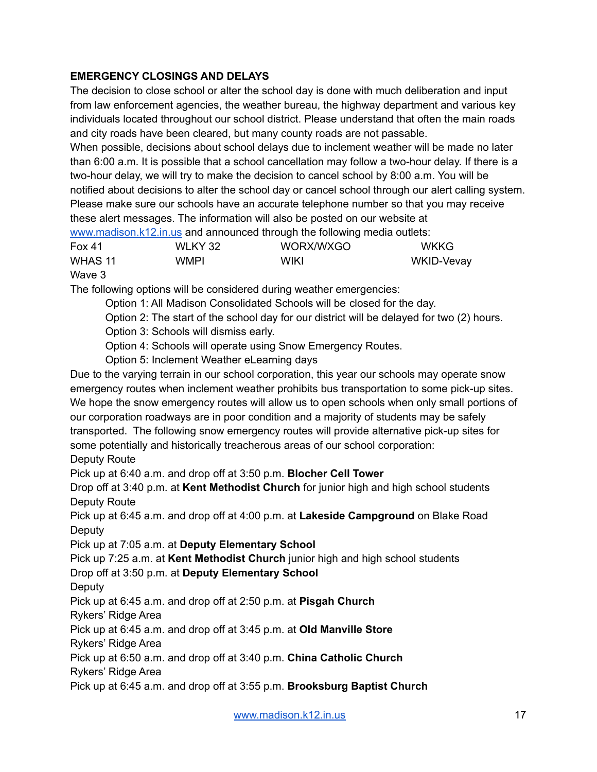**EMERGENCY CLOSINGS AND DELAYS**

The decision to close school or alter the school day is done with much deliberation and input from law enforcement agencies, the weather bureau, the highway department and various key individuals located throughout our school district. Please understand that often the main roads and city roads have been cleared, but many county roads are not passable.

When possible, decisions about school delays due to inclement weather will be made no later than 6:00 a.m. It is possible that a school cancellation may follow a two-hour delay. If there is a two-hour delay, we will try to make the decision to cancel school by 8:00 a.m. You will be notified about decisions to alter the school day or cancel school through our alert calling system. Please make sure our schools have an accurate telephone number so that you may receive these alert messages. The information will also be posted on our website at www.madison.k12.in.us and announced through the following media outlets:

| | | | |
|---|---|---|---|
| Fox 41 | WLKY 32 | WORX/WXGO | WKKG |
| WHAS 11 | WMPI | WIKI | WKID-Vevay |
| Wave 3 | | | |

The following options will be considered during weather emergencies:

- Option 1: All Madison Consolidated Schools will be closed for the day.
- Option 2: The start of the school day for our district will be delayed for two (2) hours.
- Option 3: Schools will dismiss early.
- Option 4: Schools will operate using Snow Emergency Routes.
- Option 5: Inclement Weather eLearning days

Due to the varying terrain in our school corporation, this year our schools may operate snow emergency routes when inclement weather prohibits bus transportation to some pick-up sites. We hope the snow emergency routes will allow us to open schools when only small portions of our corporation roadways are in poor condition and a majority of students may be safely transported. The following snow emergency routes will provide alternative pick-up sites for some potentially and historically treacherous areas of our school corporation:

Deputy Route
Pick up at 6:40 a.m. and drop off at 3:50 p.m. **Blocher Cell Tower**
Drop off at 3:40 p.m. at **Kent Methodist Church** for junior high and high school students

Deputy Route
Pick up at 6:45 a.m. and drop off at 4:00 p.m. at **Lakeside Campground** on Blake Road

Deputy
Pick up at 7:05 a.m. at **Deputy Elementary School**
Pick up 7:25 a.m. at **Kent Methodist Church** junior high and high school students
Drop off at 3:50 p.m. at **Deputy Elementary School**

Deputy
Pick up at 6:45 a.m. and drop off at 2:50 p.m. at **Pisgah Church**

Rykers' Ridge Area
Pick up at 6:45 a.m. and drop off at 3:45 p.m. at **Old Manville Store**

Rykers' Ridge Area
Pick up at 6:50 a.m. and drop off at 3:40 p.m. **China Catholic Church**

Rykers' Ridge Area
Pick up at 6:45 a.m. and drop off at 3:55 p.m. **Brooksburg Baptist Church**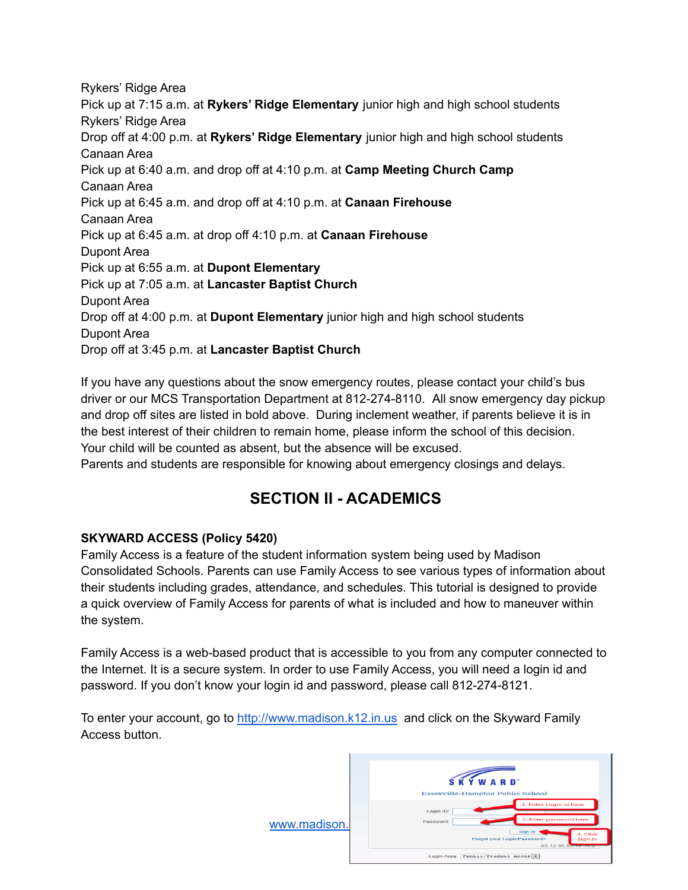Rykers' Ridge Area
Pick up at 7:15 a.m. at **Rykers' Ridge Elementary** junior high and high school students
Rykers' Ridge Area
Drop off at 4:00 p.m. at **Rykers' Ridge Elementary** junior high and high school students
Canaan Area
Pick up at 6:40 a.m. and drop off at 4:10 p.m. at **Camp Meeting Church Camp**
Canaan Area
Pick up at 6:45 a.m. and drop off at 4:10 p.m. at **Canaan Firehouse**
Canaan Area
Pick up at 6:45 a.m. at drop off 4:10 p.m. at **Canaan Firehouse**
Dupont Area
Pick up at 6:55 a.m. at **Dupont Elementary**
Pick up at 7:05 a.m. at **Lancaster Baptist Church**
Dupont Area
Drop off at 4:00 p.m. at **Dupont Elementary** junior high and high school students
Dupont Area
Drop off at 3:45 p.m. at **Lancaster Baptist Church**

If you have any questions about the snow emergency routes, please contact your child's bus driver or our MCS Transportation Department at 812-274-8110. All snow emergency day pickup and drop off sites are listed in bold above. During inclement weather, if parents believe it is in the best interest of their children to remain home, please inform the school of this decision. Your child will be counted as absent, but the absence will be excused.
Parents and students are responsible for knowing about emergency closings and delays.

## SECTION II - ACADEMICS

**SKYWARD ACCESS (Policy 5420)**
Family Access is a feature of the student information system being used by Madison Consolidated Schools. Parents can use Family Access to see various types of information about their students including grades, attendance, and schedules. This tutorial is designed to provide a quick overview of Family Access for parents of what is included and how to maneuver within the system.

Family Access is a web-based product that is accessible to you from any computer connected to the Internet. It is a secure system. In order to use Family Access, you will need a login id and password. If you don't know your login id and password, please call 812-274-8121.

To enter your account, go to http://www.madison.k12.in.us and click on the Skyward Family Access button.

www.madison.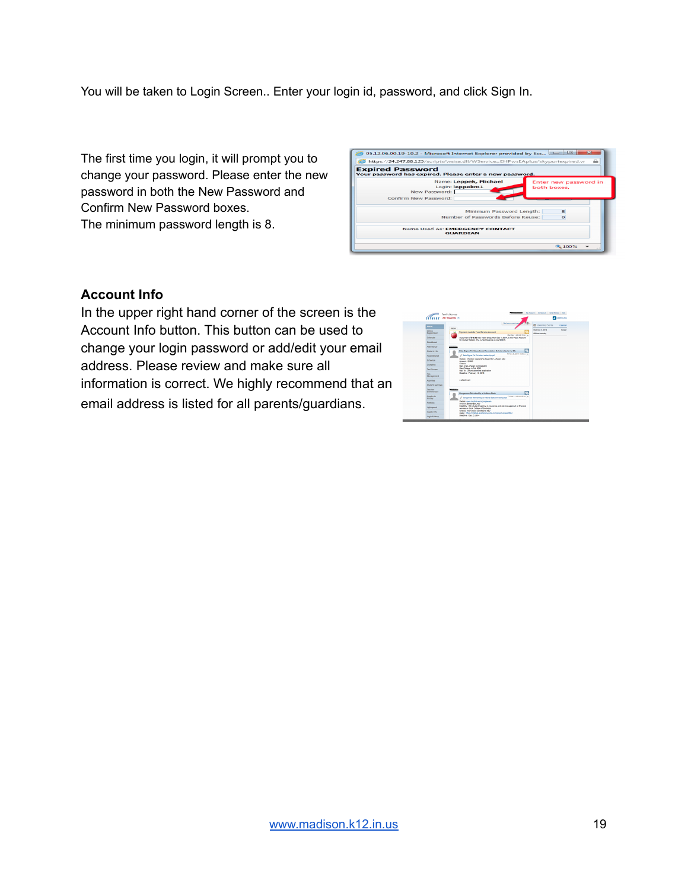You will be taken to Login Screen.. Enter your login id, password, and click Sign In.

The first time you login, it will prompt you to change your password. Please enter the new password in both the New Password and Confirm New Password boxes.
The minimum password length is 8.

**Account Info**

In the upper right hand corner of the screen is the Account Info button. This button can be used to change your login password or add/edit your email address. Please review and make sure all information is correct. We highly recommend that an email address is listed for all parents/guardians.

www.madison.k12.in.us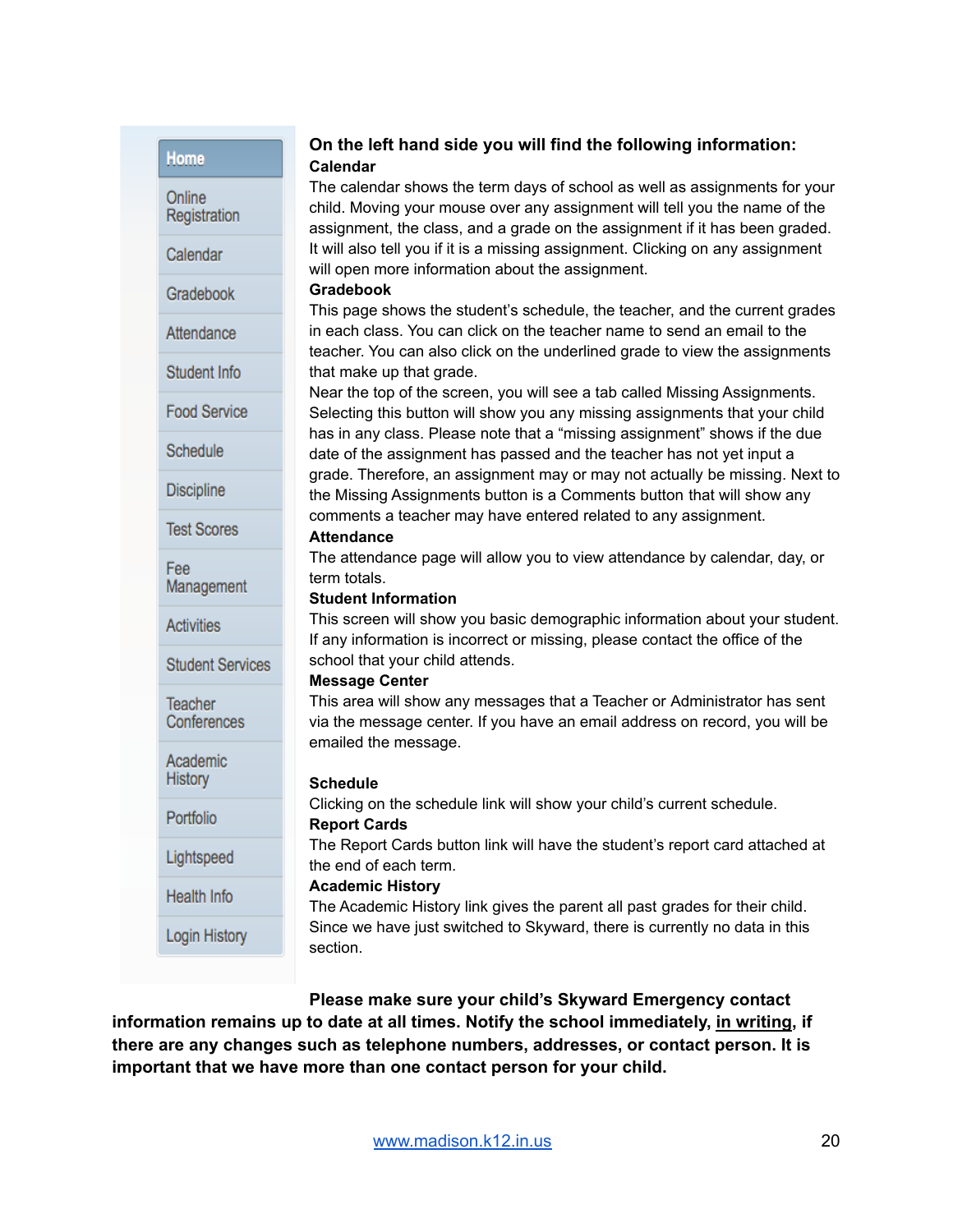- Home
- Online Registration
- Calendar
- Gradebook
- Attendance
- Student Info
- Food Service
- Schedule
- Discipline
- Test Scores
- Fee Management
- Activities
- Student Services
- Teacher Conferences
- Academic History
- Portfolio
- Lightspeed
- Health Info
- Login History

## On the left hand side you will find the following information:

**Calendar**

The calendar shows the term days of school as well as assignments for your child. Moving your mouse over any assignment will tell you the name of the assignment, the class, and a grade on the assignment if it has been graded. It will also tell you if it is a missing assignment. Clicking on any assignment will open more information about the assignment.

**Gradebook**

This page shows the student's schedule, the teacher, and the current grades in each class. You can click on the teacher name to send an email to the teacher. You can also click on the underlined grade to view the assignments that make up that grade.

Near the top of the screen, you will see a tab called Missing Assignments. Selecting this button will show you any missing assignments that your child has in any class. Please note that a "missing assignment" shows if the due date of the assignment has passed and the teacher has not yet input a grade. Therefore, an assignment may or may not actually be missing. Next to the Missing Assignments button is a Comments button that will show any comments a teacher may have entered related to any assignment.

**Attendance**

The attendance page will allow you to view attendance by calendar, day, or term totals.

**Student Information**

This screen will show you basic demographic information about your student. If any information is incorrect or missing, please contact the office of the school that your child attends.

**Message Center**

This area will show any messages that a Teacher or Administrator has sent via the message center. If you have an email address on record, you will be emailed the message.

**Schedule**

Clicking on the schedule link will show your child's current schedule.

**Report Cards**

The Report Cards button link will have the student's report card attached at the end of each term.

**Academic History**

The Academic History link gives the parent all past grades for their child. Since we have just switched to Skyward, there is currently no data in this section.

**Please make sure your child's Skyward Emergency contact information remains up to date at all times. Notify the school immediately, <u>in writing</u>, if there are any changes such as telephone numbers, addresses, or contact person. It is important that we have more than one contact person for your child.**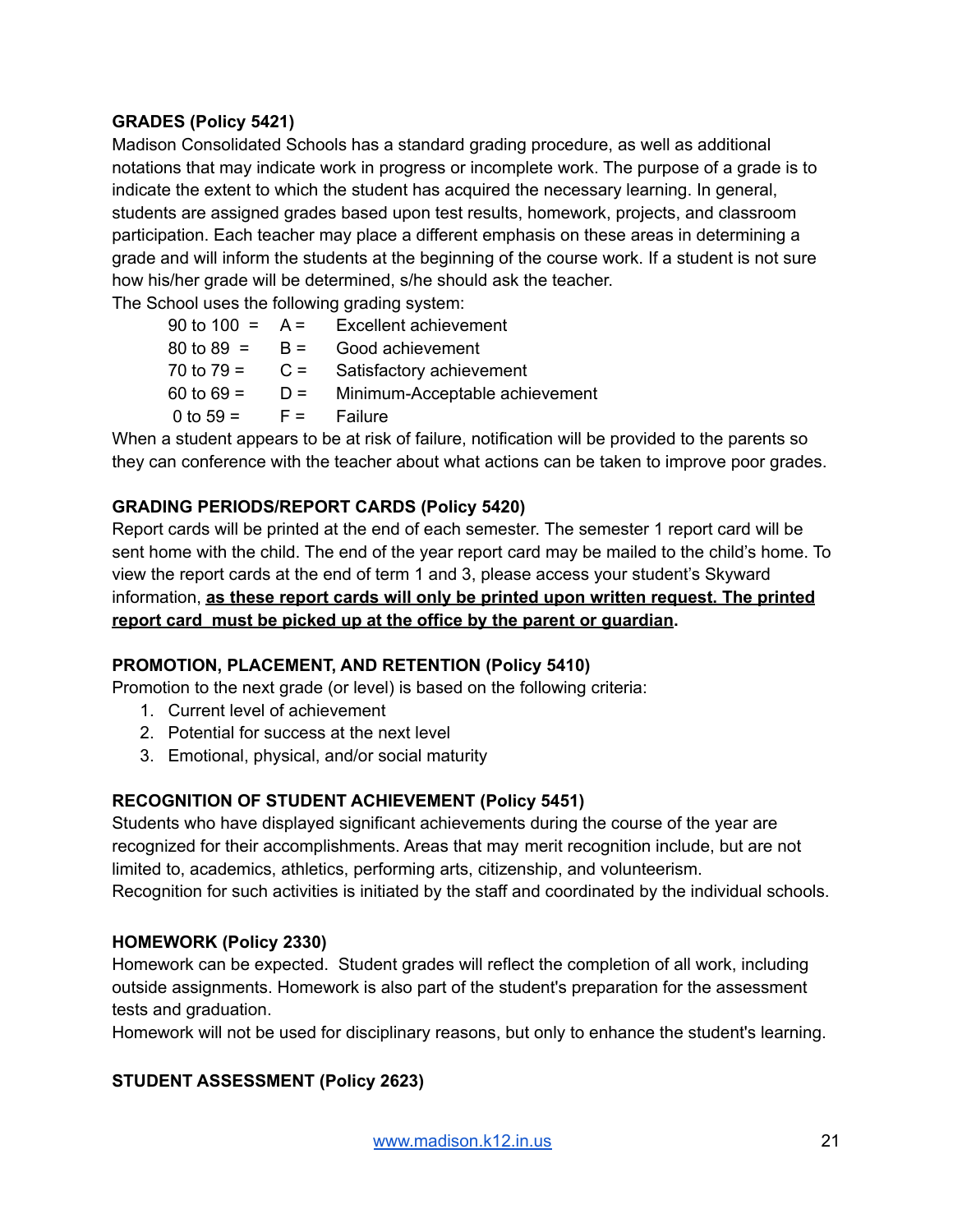**GRADES (Policy 5421)**

Madison Consolidated Schools has a standard grading procedure, as well as additional notations that may indicate work in progress or incomplete work. The purpose of a grade is to indicate the extent to which the student has acquired the necessary learning. In general, students are assigned grades based upon test results, homework, projects, and classroom participation. Each teacher may place a different emphasis on these areas in determining a grade and will inform the students at the beginning of the course work. If a student is not sure how his/her grade will be determined, s/he should ask the teacher.

The School uses the following grading system:

| | | |
|---|---|---|
| 90 to 100 = | A = | Excellent achievement |
| 80 to 89 = | B = | Good achievement |
| 70 to 79 = | C = | Satisfactory achievement |
| 60 to 69 = | D = | Minimum-Acceptable achievement |
| 0 to 59 = | F = | Failure |

When a student appears to be at risk of failure, notification will be provided to the parents so they can conference with the teacher about what actions can be taken to improve poor grades.

**GRADING PERIODS/REPORT CARDS (Policy 5420)**

Report cards will be printed at the end of each semester. The semester 1 report card will be sent home with the child. The end of the year report card may be mailed to the child's home. To view the report cards at the end of term 1 and 3, please access your student's Skyward information, **as these report cards will only be printed upon written request. The printed report card must be picked up at the office by the parent or guardian.**

**PROMOTION, PLACEMENT, AND RETENTION (Policy 5410)**

Promotion to the next grade (or level) is based on the following criteria:

1. Current level of achievement
2. Potential for success at the next level
3. Emotional, physical, and/or social maturity

**RECOGNITION OF STUDENT ACHIEVEMENT (Policy 5451)**

Students who have displayed significant achievements during the course of the year are recognized for their accomplishments. Areas that may merit recognition include, but are not limited to, academics, athletics, performing arts, citizenship, and volunteerism.

Recognition for such activities is initiated by the staff and coordinated by the individual schools.

**HOMEWORK (Policy 2330)**

Homework can be expected. Student grades will reflect the completion of all work, including outside assignments. Homework is also part of the student's preparation for the assessment tests and graduation.

Homework will not be used for disciplinary reasons, but only to enhance the student's learning.

**STUDENT ASSESSMENT (Policy 2623)**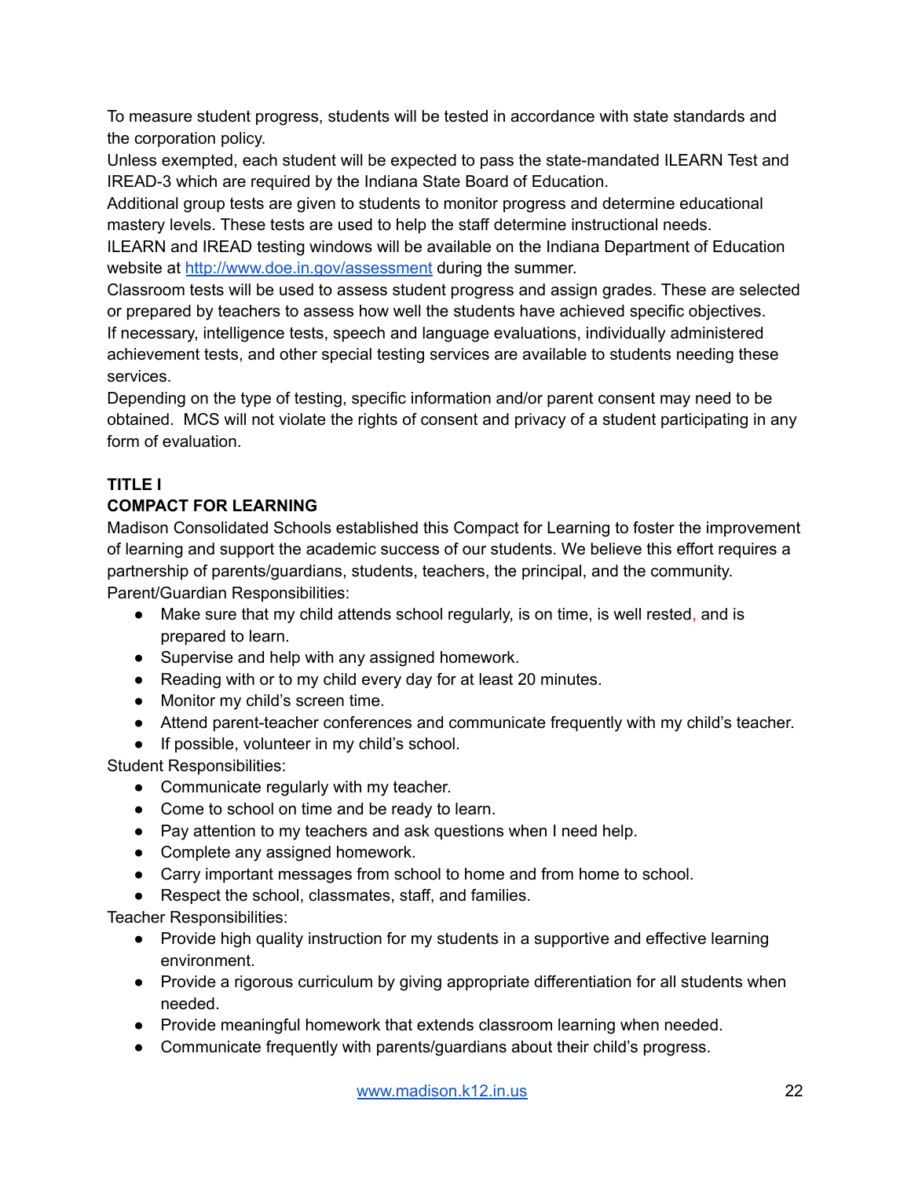To measure student progress, students will be tested in accordance with state standards and the corporation policy.

Unless exempted, each student will be expected to pass the state-mandated ILEARN Test and IREAD-3 which are required by the Indiana State Board of Education.

Additional group tests are given to students to monitor progress and determine educational mastery levels. These tests are used to help the staff determine instructional needs.

ILEARN and IREAD testing windows will be available on the Indiana Department of Education website at http://www.doe.in.gov/assessment during the summer.

Classroom tests will be used to assess student progress and assign grades. These are selected or prepared by teachers to assess how well the students have achieved specific objectives.

If necessary, intelligence tests, speech and language evaluations, individually administered achievement tests, and other special testing services are available to students needing these services.

Depending on the type of testing, specific information and/or parent consent may need to be obtained. MCS will not violate the rights of consent and privacy of a student participating in any form of evaluation.

**TITLE I**

**COMPACT FOR LEARNING**

Madison Consolidated Schools established this Compact for Learning to foster the improvement of learning and support the academic success of our students. We believe this effort requires a partnership of parents/guardians, students, teachers, the principal, and the community.

Parent/Guardian Responsibilities:

- Make sure that my child attends school regularly, is on time, is well rested, and is prepared to learn.
- Supervise and help with any assigned homework.
- Reading with or to my child every day for at least 20 minutes.
- Monitor my child's screen time.
- Attend parent-teacher conferences and communicate frequently with my child's teacher.
- If possible, volunteer in my child's school.

Student Responsibilities:

- Communicate regularly with my teacher.
- Come to school on time and be ready to learn.
- Pay attention to my teachers and ask questions when I need help.
- Complete any assigned homework.
- Carry important messages from school to home and from home to school.
- Respect the school, classmates, staff, and families.

Teacher Responsibilities:

- Provide high quality instruction for my students in a supportive and effective learning environment.
- Provide a rigorous curriculum by giving appropriate differentiation for all students when needed.
- Provide meaningful homework that extends classroom learning when needed.
- Communicate frequently with parents/guardians about their child's progress.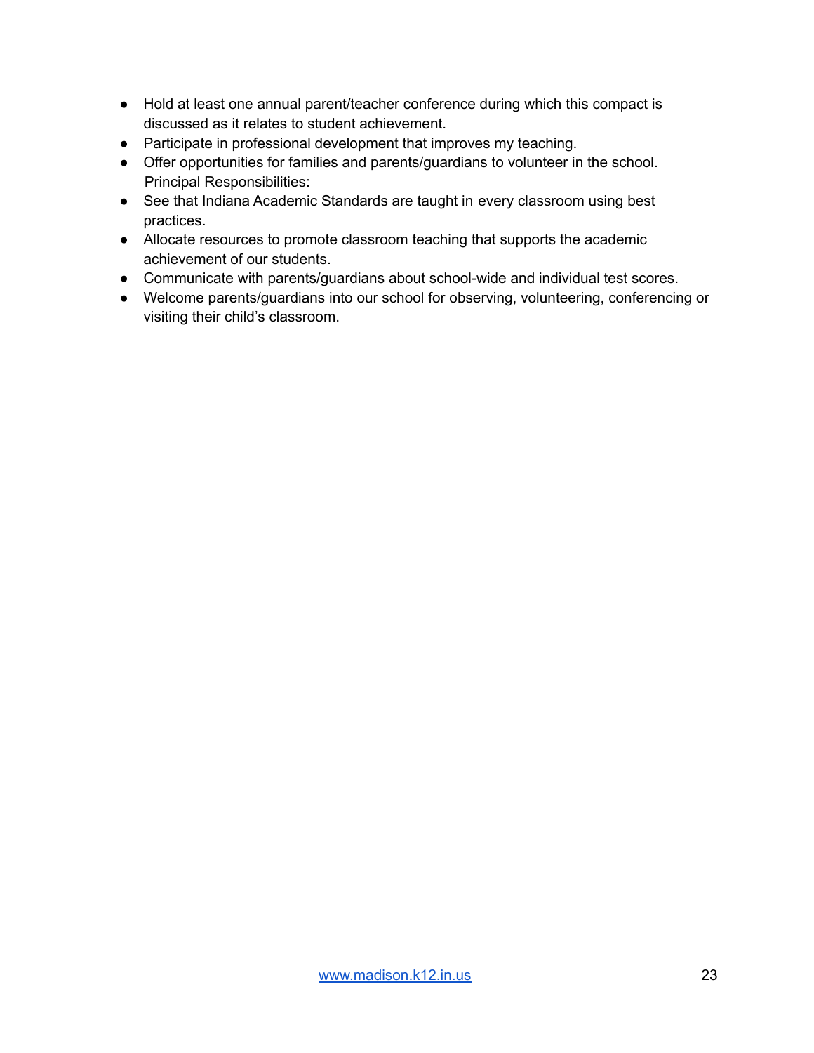- Hold at least one annual parent/teacher conference during which this compact is discussed as it relates to student achievement.
- Participate in professional development that improves my teaching.
- Offer opportunities for families and parents/guardians to volunteer in the school.

Principal Responsibilities:

- See that Indiana Academic Standards are taught in every classroom using best practices.
- Allocate resources to promote classroom teaching that supports the academic achievement of our students.
- Communicate with parents/guardians about school-wide and individual test scores.
- Welcome parents/guardians into our school for observing, volunteering, conferencing or visiting their child's classroom.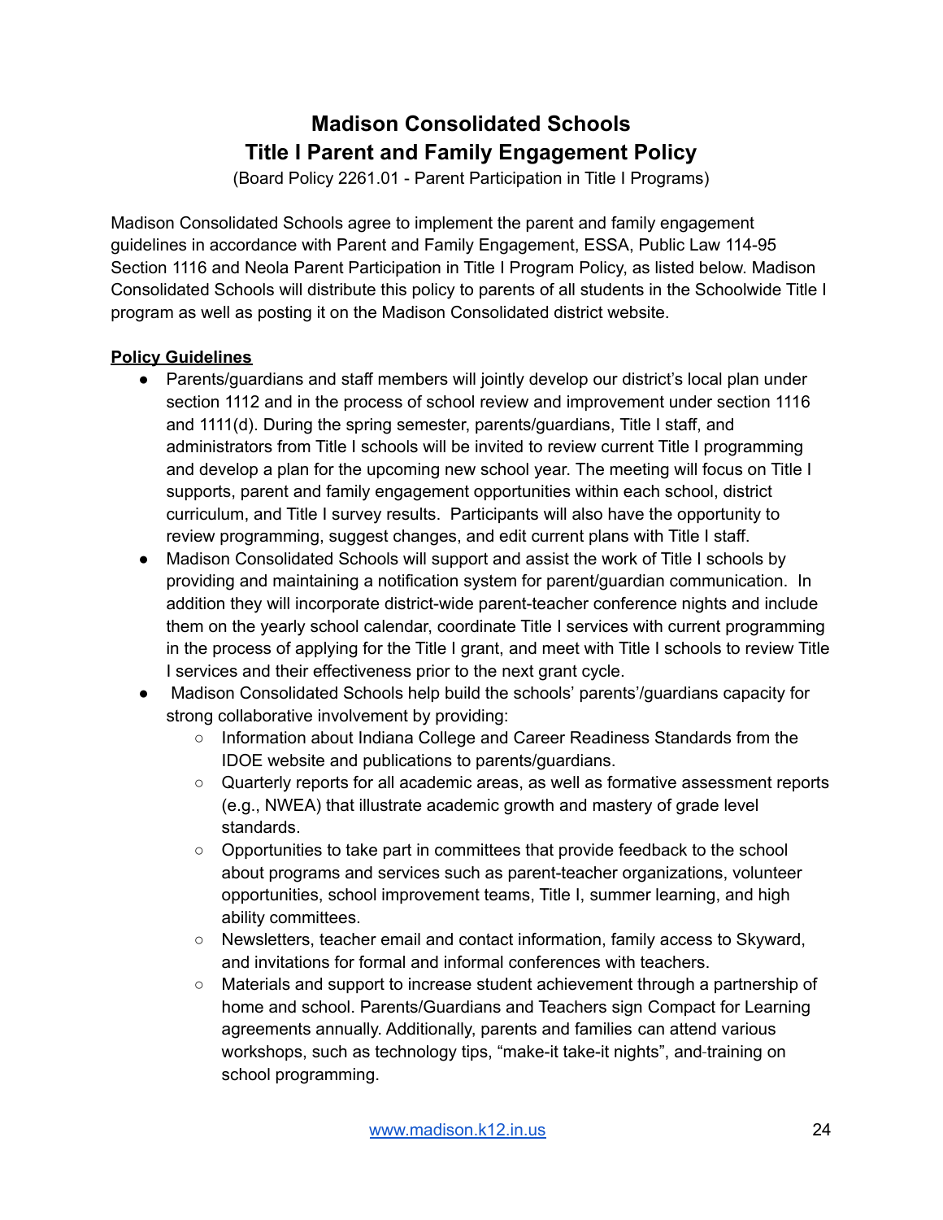# Madison Consolidated Schools
# Title I Parent and Family Engagement Policy

(Board Policy 2261.01 - Parent Participation in Title I Programs)

Madison Consolidated Schools agree to implement the parent and family engagement guidelines in accordance with Parent and Family Engagement, ESSA, Public Law 114-95 Section 1116 and Neola Parent Participation in Title I Program Policy, as listed below. Madison Consolidated Schools will distribute this policy to parents of all students in the Schoolwide Title I program as well as posting it on the Madison Consolidated district website.

**Policy Guidelines**

- Parents/guardians and staff members will jointly develop our district's local plan under section 1112 and in the process of school review and improvement under section 1116 and 1111(d). During the spring semester, parents/guardians, Title I staff, and administrators from Title I schools will be invited to review current Title I programming and develop a plan for the upcoming new school year. The meeting will focus on Title I supports, parent and family engagement opportunities within each school, district curriculum, and Title I survey results. Participants will also have the opportunity to review programming, suggest changes, and edit current plans with Title I staff.
- Madison Consolidated Schools will support and assist the work of Title I schools by providing and maintaining a notification system for parent/guardian communication. In addition they will incorporate district-wide parent-teacher conference nights and include them on the yearly school calendar, coordinate Title I services with current programming in the process of applying for the Title I grant, and meet with Title I schools to review Title I services and their effectiveness prior to the next grant cycle.
- Madison Consolidated Schools help build the schools' parents'/guardians capacity for strong collaborative involvement by providing:
    - Information about Indiana College and Career Readiness Standards from the IDOE website and publications to parents/guardians.
    - Quarterly reports for all academic areas, as well as formative assessment reports (e.g., NWEA) that illustrate academic growth and mastery of grade level standards.
    - Opportunities to take part in committees that provide feedback to the school about programs and services such as parent-teacher organizations, volunteer opportunities, school improvement teams, Title I, summer learning, and high ability committees.
    - Newsletters, teacher email and contact information, family access to Skyward, and invitations for formal and informal conferences with teachers.
    - Materials and support to increase student achievement through a partnership of home and school. Parents/Guardians and Teachers sign Compact for Learning agreements annually. Additionally, parents and families can attend various workshops, such as technology tips, "make-it take-it nights", and training on school programming.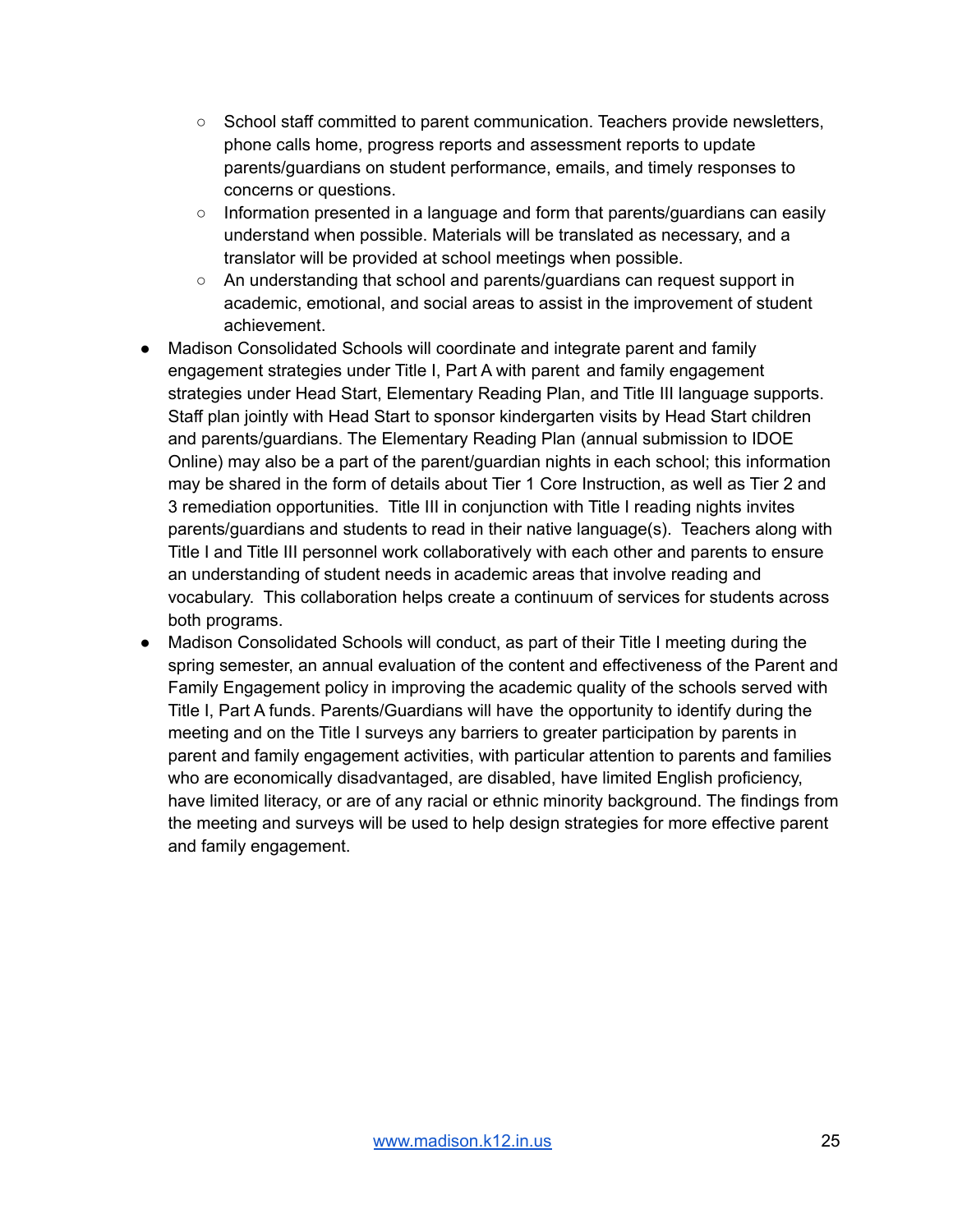- School staff committed to parent communication. Teachers provide newsletters, phone calls home, progress reports and assessment reports to update parents/guardians on student performance, emails, and timely responses to concerns or questions.
    - Information presented in a language and form that parents/guardians can easily understand when possible. Materials will be translated as necessary, and a translator will be provided at school meetings when possible.
    - An understanding that school and parents/guardians can request support in academic, emotional, and social areas to assist in the improvement of student achievement.
- Madison Consolidated Schools will coordinate and integrate parent and family engagement strategies under Title I, Part A with parent and family engagement strategies under Head Start, Elementary Reading Plan, and Title III language supports. Staff plan jointly with Head Start to sponsor kindergarten visits by Head Start children and parents/guardians. The Elementary Reading Plan (annual submission to IDOE Online) may also be a part of the parent/guardian nights in each school; this information may be shared in the form of details about Tier 1 Core Instruction, as well as Tier 2 and 3 remediation opportunities. Title III in conjunction with Title I reading nights invites parents/guardians and students to read in their native language(s). Teachers along with Title I and Title III personnel work collaboratively with each other and parents to ensure an understanding of student needs in academic areas that involve reading and vocabulary. This collaboration helps create a continuum of services for students across both programs.
- Madison Consolidated Schools will conduct, as part of their Title I meeting during the spring semester, an annual evaluation of the content and effectiveness of the Parent and Family Engagement policy in improving the academic quality of the schools served with Title I, Part A funds. Parents/Guardians will have the opportunity to identify during the meeting and on the Title I surveys any barriers to greater participation by parents in parent and family engagement activities, with particular attention to parents and families who are economically disadvantaged, are disabled, have limited English proficiency, have limited literacy, or are of any racial or ethnic minority background. The findings from the meeting and surveys will be used to help design strategies for more effective parent and family engagement.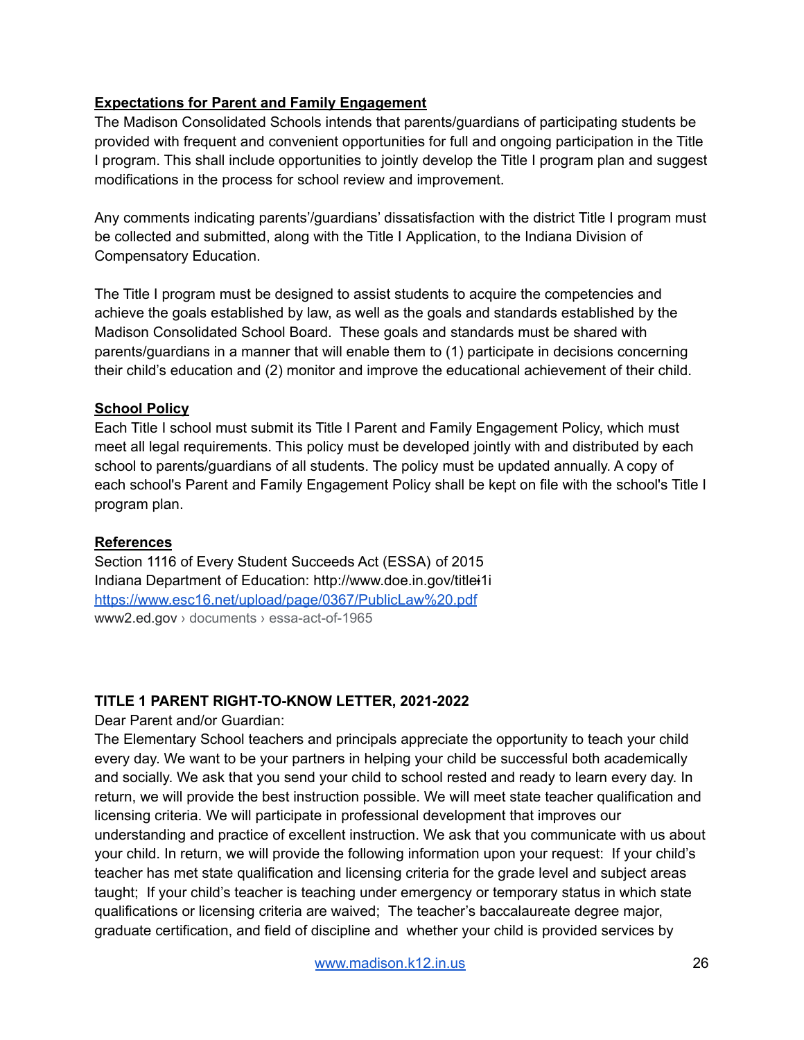**Expectations for Parent and Family Engagement**

The Madison Consolidated Schools intends that parents/guardians of participating students be provided with frequent and convenient opportunities for full and ongoing participation in the Title I program. This shall include opportunities to jointly develop the Title I program plan and suggest modifications in the process for school review and improvement.

Any comments indicating parents'/guardians' dissatisfaction with the district Title I program must be collected and submitted, along with the Title I Application, to the Indiana Division of Compensatory Education.

The Title I program must be designed to assist students to acquire the competencies and achieve the goals established by law, as well as the goals and standards established by the Madison Consolidated School Board. These goals and standards must be shared with parents/guardians in a manner that will enable them to (1) participate in decisions concerning their child's education and (2) monitor and improve the educational achievement of their child.

**School Policy**

Each Title I school must submit its Title I Parent and Family Engagement Policy, which must meet all legal requirements. This policy must be developed jointly with and distributed by each school to parents/guardians of all students. The policy must be updated annually. A copy of each school's Parent and Family Engagement Policy shall be kept on file with the school's Title I program plan.

**References**

Section 1116 of Every Student Succeeds Act (ESSA) of 2015
Indiana Department of Education: http://www.doe.in.gov/title1i
https://www.esc16.net/upload/page/0367/PublicLaw%20.pdf
www2.ed.gov › documents › essa-act-of-1965

**TITLE 1 PARENT RIGHT-TO-KNOW LETTER, 2021-2022**

Dear Parent and/or Guardian:
The Elementary School teachers and principals appreciate the opportunity to teach your child every day. We want to be your partners in helping your child be successful both academically and socially. We ask that you send your child to school rested and ready to learn every day. In return, we will provide the best instruction possible. We will meet state teacher qualification and licensing criteria. We will participate in professional development that improves our understanding and practice of excellent instruction. We ask that you communicate with us about your child. In return, we will provide the following information upon your request: If your child's teacher has met state qualification and licensing criteria for the grade level and subject areas taught; If your child's teacher is teaching under emergency or temporary status in which state qualifications or licensing criteria are waived; The teacher's baccalaureate degree major, graduate certification, and field of discipline and whether your child is provided services by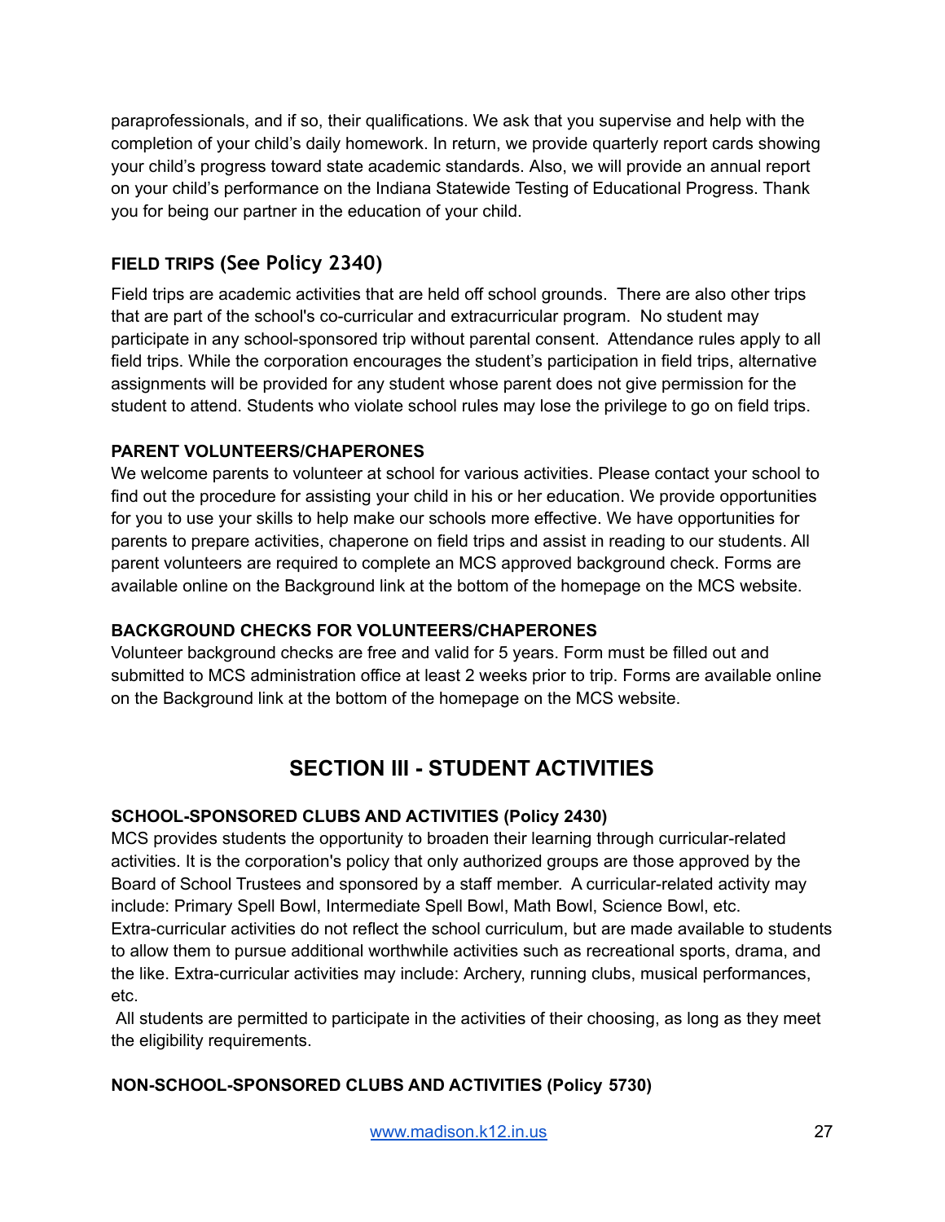paraprofessionals, and if so, their qualifications. We ask that you supervise and help with the completion of your child's daily homework. In return, we provide quarterly report cards showing your child's progress toward state academic standards. Also, we will provide an annual report on your child's performance on the Indiana Statewide Testing of Educational Progress. Thank you for being our partner in the education of your child.

### FIELD TRIPS (See Policy 2340)

Field trips are academic activities that are held off school grounds. There are also other trips that are part of the school's co-curricular and extracurricular program. No student may participate in any school-sponsored trip without parental consent. Attendance rules apply to all field trips. While the corporation encourages the student's participation in field trips, alternative assignments will be provided for any student whose parent does not give permission for the student to attend. Students who violate school rules may lose the privilege to go on field trips.

### PARENT VOLUNTEERS/CHAPERONES

We welcome parents to volunteer at school for various activities. Please contact your school to find out the procedure for assisting your child in his or her education. We provide opportunities for you to use your skills to help make our schools more effective. We have opportunities for parents to prepare activities, chaperone on field trips and assist in reading to our students. All parent volunteers are required to complete an MCS approved background check. Forms are available online on the Background link at the bottom of the homepage on the MCS website.

### BACKGROUND CHECKS FOR VOLUNTEERS/CHAPERONES

Volunteer background checks are free and valid for 5 years. Form must be filled out and submitted to MCS administration office at least 2 weeks prior to trip. Forms are available online on the Background link at the bottom of the homepage on the MCS website.

## SECTION III - STUDENT ACTIVITIES

### SCHOOL-SPONSORED CLUBS AND ACTIVITIES (Policy 2430)

MCS provides students the opportunity to broaden their learning through curricular-related activities. It is the corporation's policy that only authorized groups are those approved by the Board of School Trustees and sponsored by a staff member. A curricular-related activity may include: Primary Spell Bowl, Intermediate Spell Bowl, Math Bowl, Science Bowl, etc. Extra-curricular activities do not reflect the school curriculum, but are made available to students to allow them to pursue additional worthwhile activities such as recreational sports, drama, and the like. Extra-curricular activities may include: Archery, running clubs, musical performances, etc.

All students are permitted to participate in the activities of their choosing, as long as they meet the eligibility requirements.

### NON-SCHOOL-SPONSORED CLUBS AND ACTIVITIES (Policy 5730)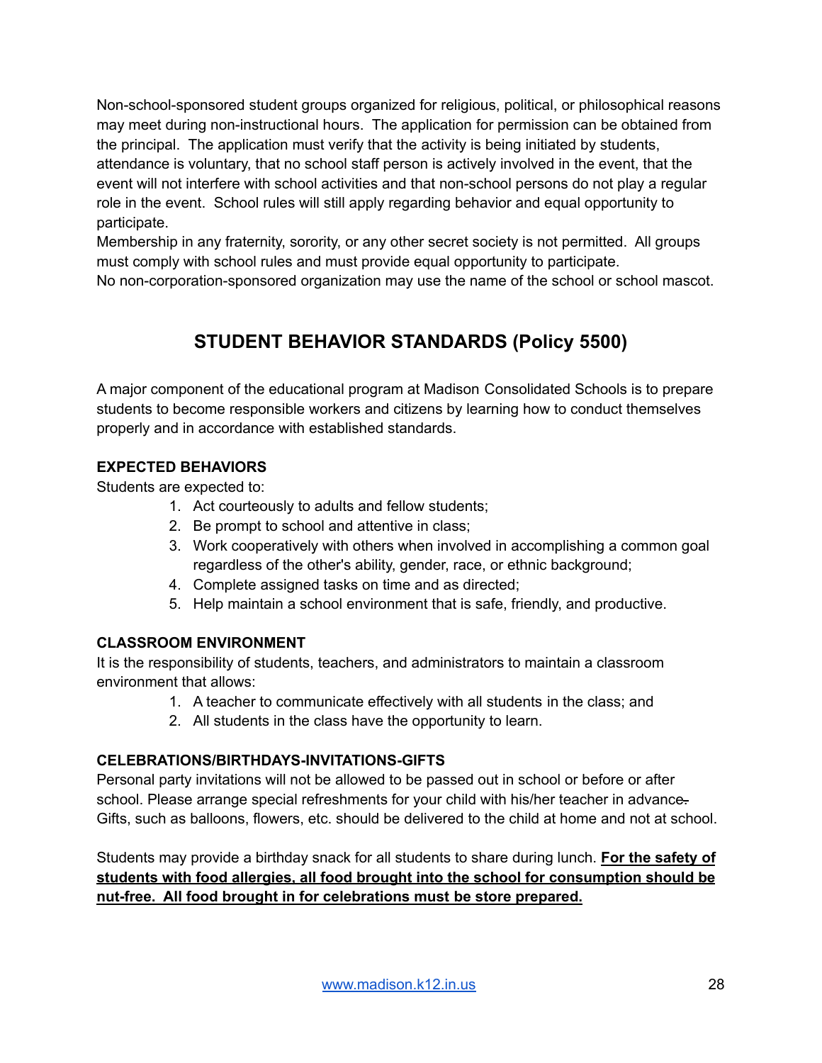Non-school-sponsored student groups organized for religious, political, or philosophical reasons may meet during non-instructional hours. The application for permission can be obtained from the principal. The application must verify that the activity is being initiated by students, attendance is voluntary, that no school staff person is actively involved in the event, that the event will not interfere with school activities and that non-school persons do not play a regular role in the event. School rules will still apply regarding behavior and equal opportunity to participate.

Membership in any fraternity, sorority, or any other secret society is not permitted. All groups must comply with school rules and must provide equal opportunity to participate.

No non-corporation-sponsored organization may use the name of the school or school mascot.

## STUDENT BEHAVIOR STANDARDS (Policy 5500)

A major component of the educational program at Madison Consolidated Schools is to prepare students to become responsible workers and citizens by learning how to conduct themselves properly and in accordance with established standards.

### EXPECTED BEHAVIORS

Students are expected to:

1. Act courteously to adults and fellow students;
2. Be prompt to school and attentive in class;
3. Work cooperatively with others when involved in accomplishing a common goal regardless of the other's ability, gender, race, or ethnic background;
4. Complete assigned tasks on time and as directed;
5. Help maintain a school environment that is safe, friendly, and productive.

### CLASSROOM ENVIRONMENT

It is the responsibility of students, teachers, and administrators to maintain a classroom environment that allows:

1. A teacher to communicate effectively with all students in the class; and
2. All students in the class have the opportunity to learn.

### CELEBRATIONS/BIRTHDAYS-INVITATIONS-GIFTS

Personal party invitations will not be allowed to be passed out in school or before or after school. Please arrange special refreshments for your child with his/her teacher in advance. Gifts, such as balloons, flowers, etc. should be delivered to the child at home and not at school.

Students may provide a birthday snack for all students to share during lunch. **For the safety of students with food allergies, all food brought into the school for consumption should be nut-free. All food brought in for celebrations must be store prepared.**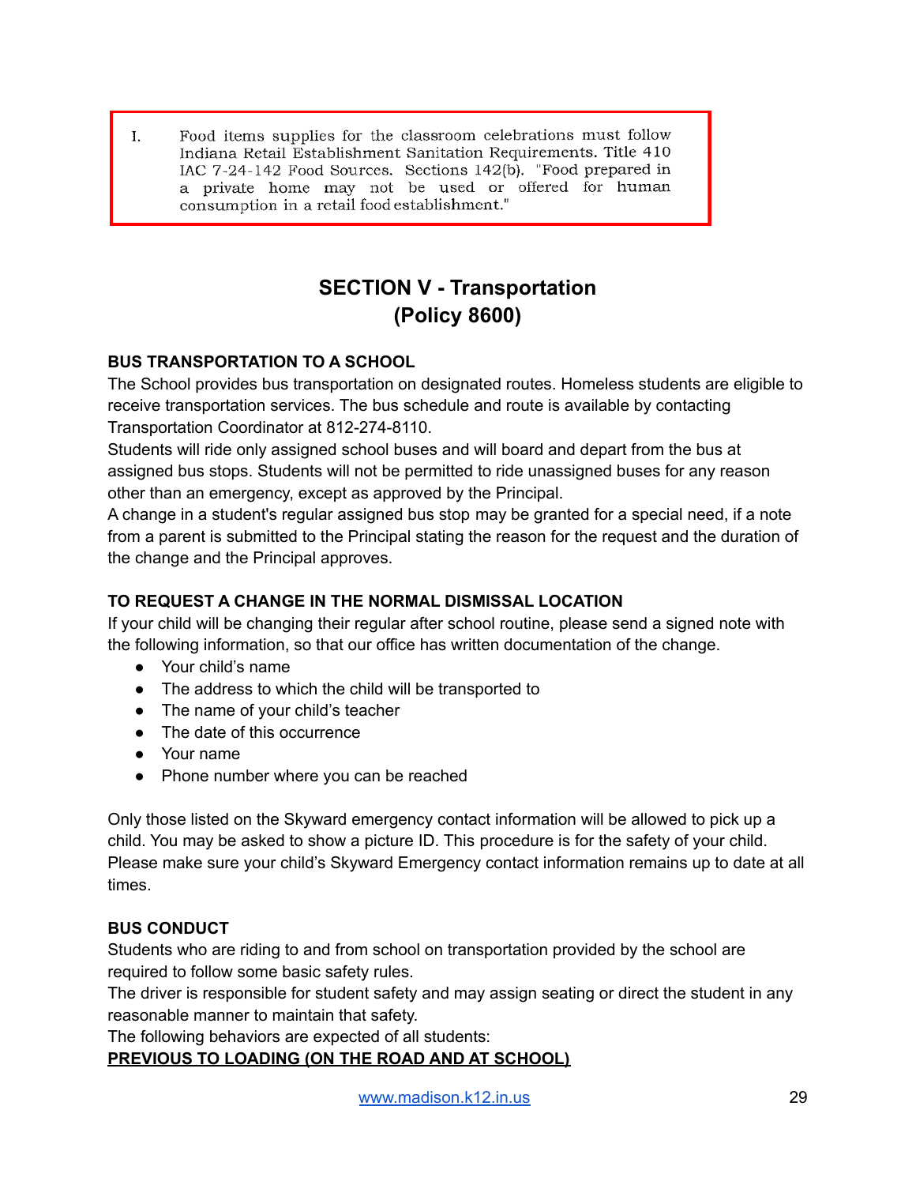I. Food items supplies for the classroom celebrations must follow Indiana Retail Establishment Sanitation Requirements. Title 410 IAC 7-24-142 Food Sources. Sections 142(b). "Food prepared in a private home may not be used or offered for human consumption in a retail food establishment."

## SECTION V - Transportation (Policy 8600)

**BUS TRANSPORTATION TO A SCHOOL**

The School provides bus transportation on designated routes. Homeless students are eligible to receive transportation services. The bus schedule and route is available by contacting Transportation Coordinator at 812-274-8110.

Students will ride only assigned school buses and will board and depart from the bus at assigned bus stops. Students will not be permitted to ride unassigned buses for any reason other than an emergency, except as approved by the Principal.

A change in a student's regular assigned bus stop may be granted for a special need, if a note from a parent is submitted to the Principal stating the reason for the request and the duration of the change and the Principal approves.

**TO REQUEST A CHANGE IN THE NORMAL DISMISSAL LOCATION**

If your child will be changing their regular after school routine, please send a signed note with the following information, so that our office has written documentation of the change.

- Your child's name
- The address to which the child will be transported to
- The name of your child's teacher
- The date of this occurrence
- Your name
- Phone number where you can be reached

Only those listed on the Skyward emergency contact information will be allowed to pick up a child. You may be asked to show a picture ID. This procedure is for the safety of your child. Please make sure your child's Skyward Emergency contact information remains up to date at all times.

**BUS CONDUCT**

Students who are riding to and from school on transportation provided by the school are required to follow some basic safety rules.

The driver is responsible for student safety and may assign seating or direct the student in any reasonable manner to maintain that safety.

The following behaviors are expected of all students:

**PREVIOUS TO LOADING (ON THE ROAD AND AT SCHOOL)**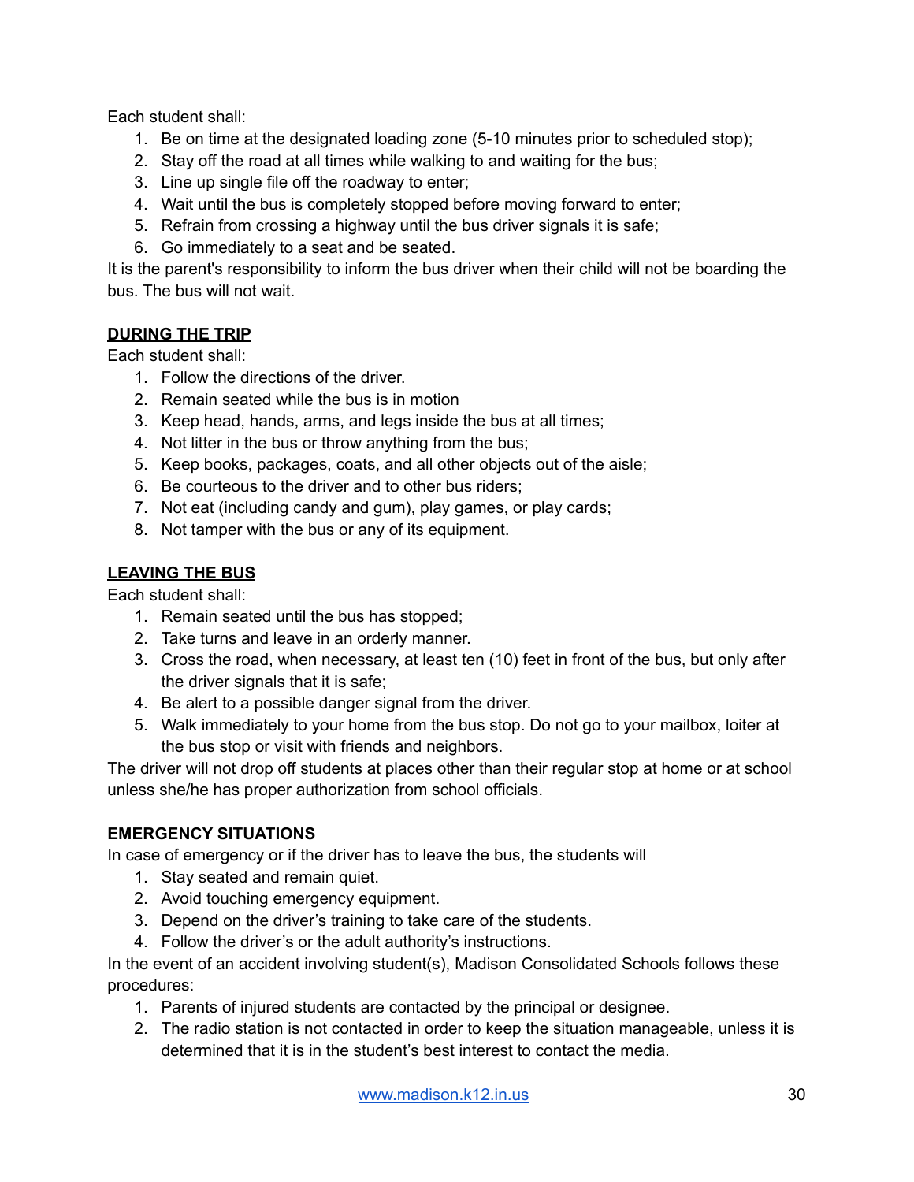Each student shall:

1. Be on time at the designated loading zone (5-10 minutes prior to scheduled stop);
2. Stay off the road at all times while walking to and waiting for the bus;
3. Line up single file off the roadway to enter;
4. Wait until the bus is completely stopped before moving forward to enter;
5. Refrain from crossing a highway until the bus driver signals it is safe;
6. Go immediately to a seat and be seated.

It is the parent's responsibility to inform the bus driver when their child will not be boarding the bus. The bus will not wait.

**DURING THE TRIP**

Each student shall:

1. Follow the directions of the driver.
2. Remain seated while the bus is in motion
3. Keep head, hands, arms, and legs inside the bus at all times;
4. Not litter in the bus or throw anything from the bus;
5. Keep books, packages, coats, and all other objects out of the aisle;
6. Be courteous to the driver and to other bus riders;
7. Not eat (including candy and gum), play games, or play cards;
8. Not tamper with the bus or any of its equipment.

**LEAVING THE BUS**

Each student shall:

1. Remain seated until the bus has stopped;
2. Take turns and leave in an orderly manner.
3. Cross the road, when necessary, at least ten (10) feet in front of the bus, but only after the driver signals that it is safe;
4. Be alert to a possible danger signal from the driver.
5. Walk immediately to your home from the bus stop. Do not go to your mailbox, loiter at the bus stop or visit with friends and neighbors.

The driver will not drop off students at places other than their regular stop at home or at school unless she/he has proper authorization from school officials.

**EMERGENCY SITUATIONS**

In case of emergency or if the driver has to leave the bus, the students will

1. Stay seated and remain quiet.
2. Avoid touching emergency equipment.
3. Depend on the driver's training to take care of the students.
4. Follow the driver's or the adult authority's instructions.

In the event of an accident involving student(s), Madison Consolidated Schools follows these procedures:

1. Parents of injured students are contacted by the principal or designee.
2. The radio station is not contacted in order to keep the situation manageable, unless it is determined that it is in the student's best interest to contact the media.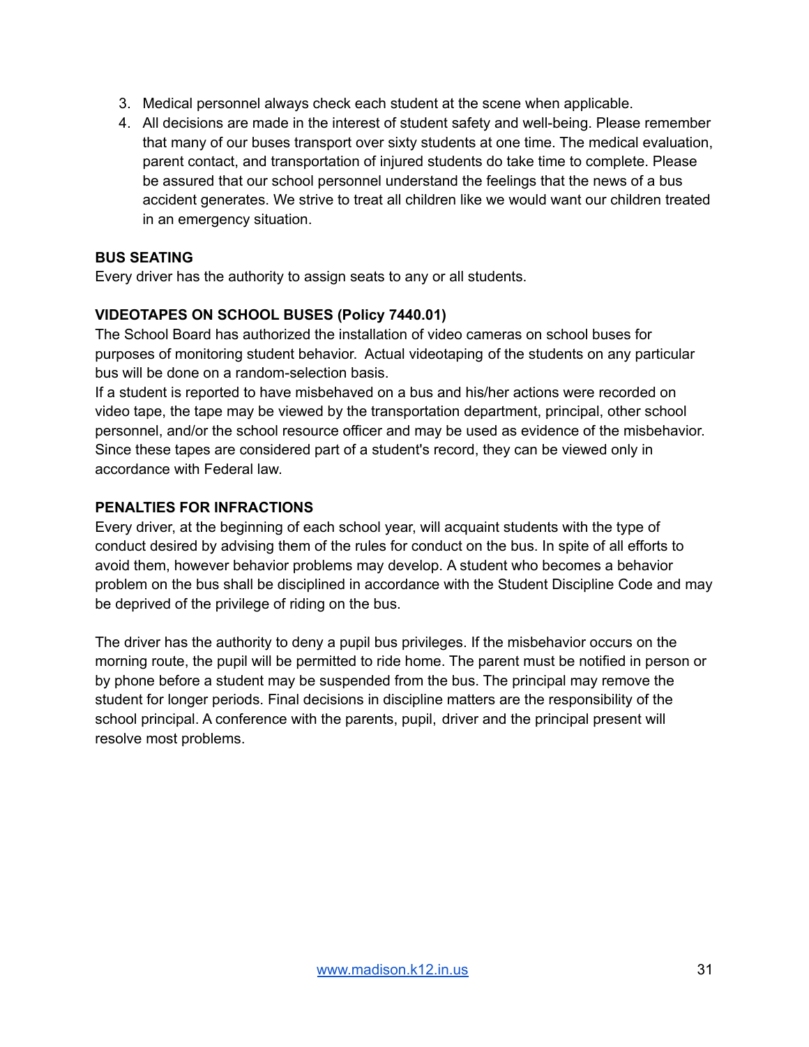3. Medical personnel always check each student at the scene when applicable.
4. All decisions are made in the interest of student safety and well-being. Please remember that many of our buses transport over sixty students at one time. The medical evaluation, parent contact, and transportation of injured students do take time to complete. Please be assured that our school personnel understand the feelings that the news of a bus accident generates. We strive to treat all children like we would want our children treated in an emergency situation.

**BUS SEATING**

Every driver has the authority to assign seats to any or all students.

**VIDEOTAPES ON SCHOOL BUSES (Policy 7440.01)**

The School Board has authorized the installation of video cameras on school buses for purposes of monitoring student behavior. Actual videotaping of the students on any particular bus will be done on a random-selection basis.

If a student is reported to have misbehaved on a bus and his/her actions were recorded on video tape, the tape may be viewed by the transportation department, principal, other school personnel, and/or the school resource officer and may be used as evidence of the misbehavior. Since these tapes are considered part of a student's record, they can be viewed only in accordance with Federal law.

**PENALTIES FOR INFRACTIONS**

Every driver, at the beginning of each school year, will acquaint students with the type of conduct desired by advising them of the rules for conduct on the bus. In spite of all efforts to avoid them, however behavior problems may develop. A student who becomes a behavior problem on the bus shall be disciplined in accordance with the Student Discipline Code and may be deprived of the privilege of riding on the bus.

The driver has the authority to deny a pupil bus privileges. If the misbehavior occurs on the morning route, the pupil will be permitted to ride home. The parent must be notified in person or by phone before a student may be suspended from the bus. The principal may remove the student for longer periods. Final decisions in discipline matters are the responsibility of the school principal. A conference with the parents, pupil, driver and the principal present will resolve most problems.